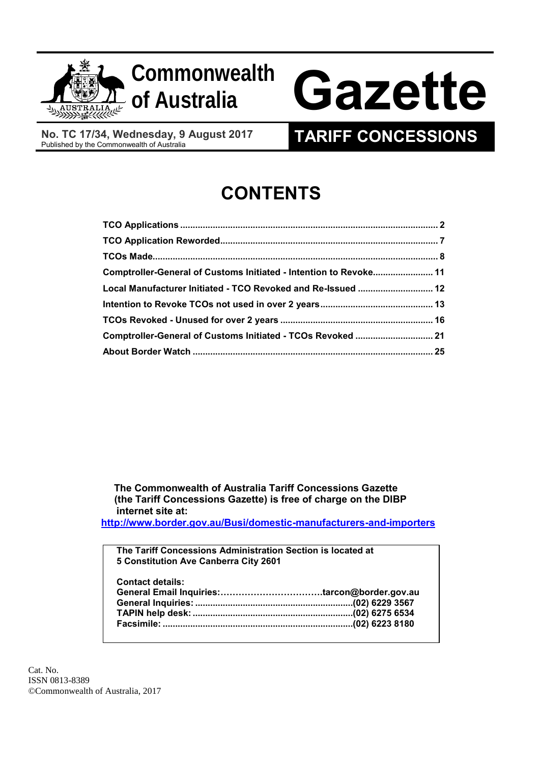# Commonwealth of Australia Gazette

**No. TC 17/34, Wednesday, 9 August 2017**
Published by the Commonwealth of Australia

## TARIFF CONCESSIONS

# CONTENTS

| | |
|---|---|
| **TCO Applications** | **2** |
| **TCO Application Reworded** | **7** |
| **TCOs Made** | **8** |
| **Comptroller-General of Customs Initiated - Intention to Revoke** | **11** |
| **Local Manufacturer Initiated - TCO Revoked and Re-Issued** | **12** |
| **Intention to Revoke TCOs not used in over 2 years** | **13** |
| **TCOs Revoked - Unused for over 2 years** | **16** |
| **Comptroller-General of Customs Initiated - TCOs Revoked** | **21** |
| **About Border Watch** | **25** |

**The Commonwealth of Australia Tariff Concessions Gazette (the Tariff Concessions Gazette) is free of charge on the DIBP internet site at:**
**http://www.border.gov.au/Busi/domestic-manufacturers-and-importers**

**The Tariff Concessions Administration Section is located at 5 Constitution Ave Canberra City 2601**

**Contact details:**
**General Email Inquiries:……………………………tarcon@border.gov.au**
**General Inquiries: ...............................................................(02) 6229 3567**
**TAPIN help desk: ................................................................(02) 6275 6534**
**Facsimile: ............................................................................(02) 6223 8180**

Cat. No.
ISSN 0813-8389
©Commonwealth of Australia, 2017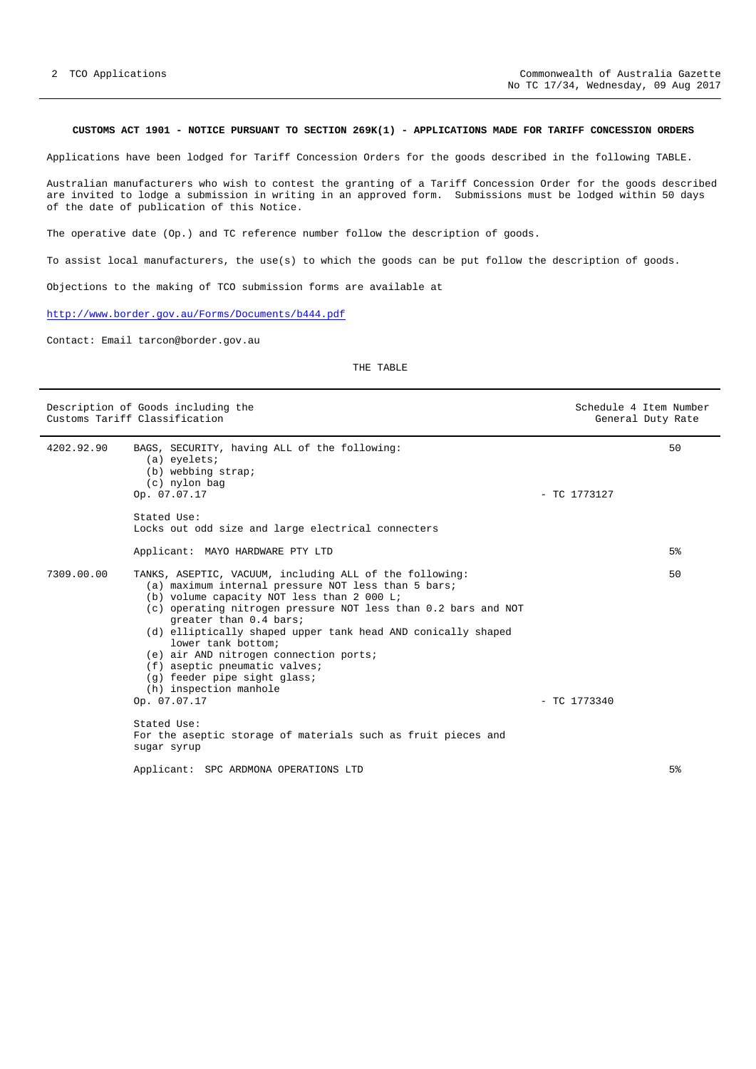**CUSTOMS ACT 1901 - NOTICE PURSUANT TO SECTION 269K(1) - APPLICATIONS MADE FOR TARIFF CONCESSION ORDERS**

Applications have been lodged for Tariff Concession Orders for the goods described in the following TABLE.

Australian manufacturers who wish to contest the granting of a Tariff Concession Order for the goods described are invited to lodge a submission in writing in an approved form. Submissions must be lodged within 50 days of the date of publication of this Notice.

The operative date (Op.) and TC reference number follow the description of goods.

To assist local manufacturers, the use(s) to which the goods can be put follow the description of goods.

Objections to the making of TCO submission forms are available at

http://www.border.gov.au/Forms/Documents/b444.pdf

Contact: Email tarcon@border.gov.au

THE TABLE

| Description of Goods including the Customs Tariff Classification | | | Schedule 4 Item Number General Duty Rate |
|---|---|---|---|
| 4202.92.90 | BAGS, SECURITY, having ALL of the following:<br>(a) eyelets;<br>(b) webbing strap;<br>(c) nylon bag<br>Op. 07.07.17<br><br>Stated Use:<br>Locks out odd size and large electrical connecters<br><br>Applicant: MAYO HARDWARE PTY LTD | - TC 1773127 | 50<br><br>5% |
| 7309.00.00 | TANKS, ASEPTIC, VACUUM, including ALL of the following:<br>(a) maximum internal pressure NOT less than 5 bars;<br>(b) volume capacity NOT less than 2 000 L;<br>(c) operating nitrogen pressure NOT less than 0.2 bars and NOT greater than 0.4 bars;<br>(d) elliptically shaped upper tank head AND conically shaped lower tank bottom;<br>(e) air AND nitrogen connection ports;<br>(f) aseptic pneumatic valves;<br>(g) feeder pipe sight glass;<br>(h) inspection manhole<br>Op. 07.07.17<br><br>Stated Use:<br>For the aseptic storage of materials such as fruit pieces and sugar syrup<br><br>Applicant: SPC ARDMONA OPERATIONS LTD | - TC 1773340 | 50<br><br>5% |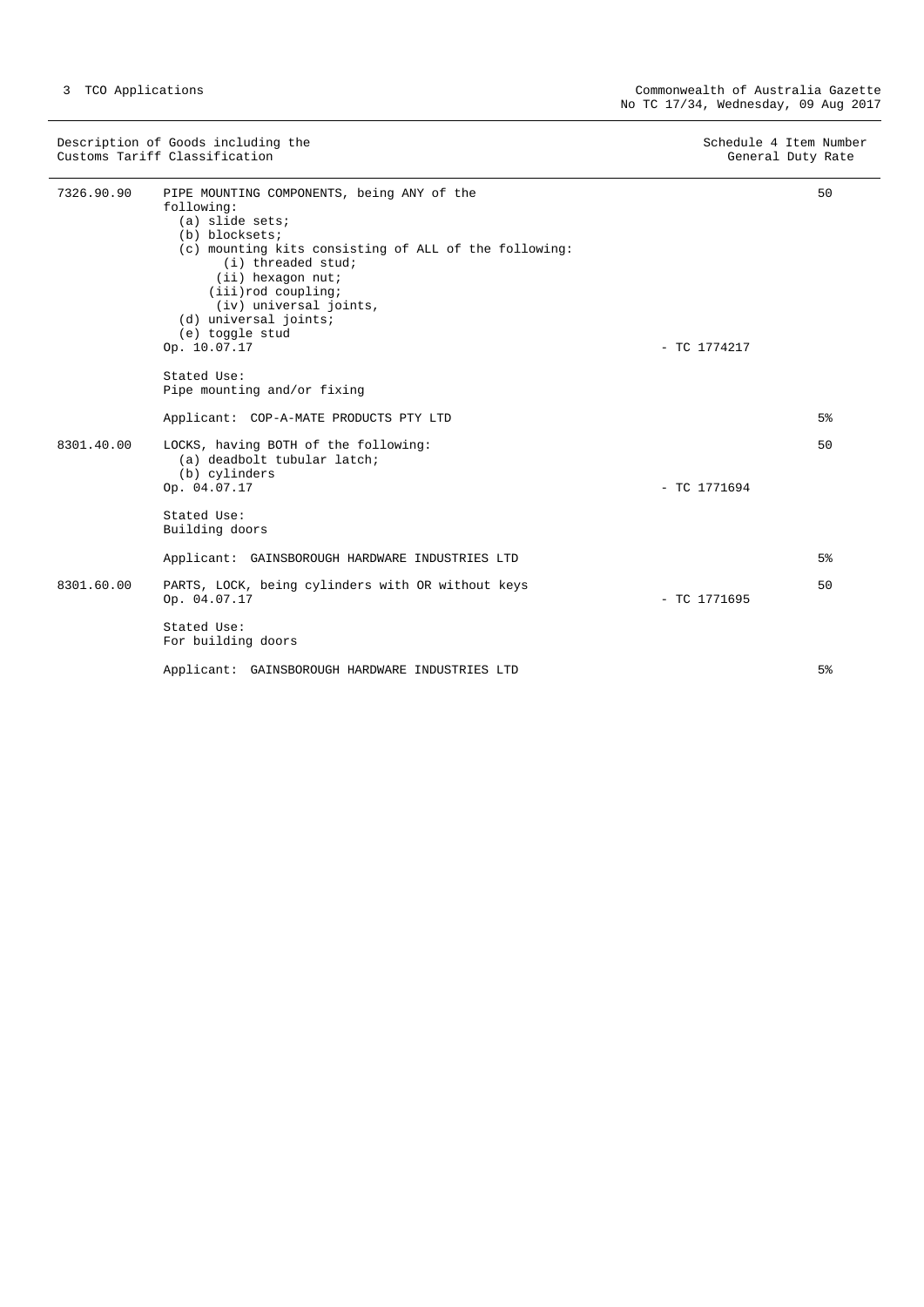| Description of Goods including the Customs Tariff Classification | | Schedule 4 Item Number | General Duty Rate |
|---|---|---|---|
| 7326.90.90 | PIPE MOUNTING COMPONENTS, being ANY of the following:<br>(a) slide sets;<br>(b) blocksets;<br>(c) mounting kits consisting of ALL of the following:<br>(i) threaded stud;<br>(ii) hexagon nut;<br>(iii)rod coupling;<br>(iv) universal joints,<br>(d) universal joints;<br>(e) toggle stud<br>Op. 10.07.17<br><br>Stated Use:<br>Pipe mounting and/or fixing<br><br>Applicant: COP-A-MATE PRODUCTS PTY LTD | - TC 1774217 | 50<br><br><br><br><br><br><br><br><br><br><br><br><br><br><br><br>5% |
| 8301.40.00 | LOCKS, having BOTH of the following:<br>(a) deadbolt tubular latch;<br>(b) cylinders<br>Op. 04.07.17<br><br>Stated Use:<br>Building doors<br><br>Applicant: GAINSBOROUGH HARDWARE INDUSTRIES LTD | - TC 1771694 | 50<br><br><br><br><br><br><br><br>5% |
| 8301.60.00 | PARTS, LOCK, being cylinders with OR without keys<br>Op. 04.07.17<br><br>Stated Use:<br>For building doors<br><br>Applicant: GAINSBOROUGH HARDWARE INDUSTRIES LTD | - TC 1771695 | 50<br><br><br><br><br><br>5% |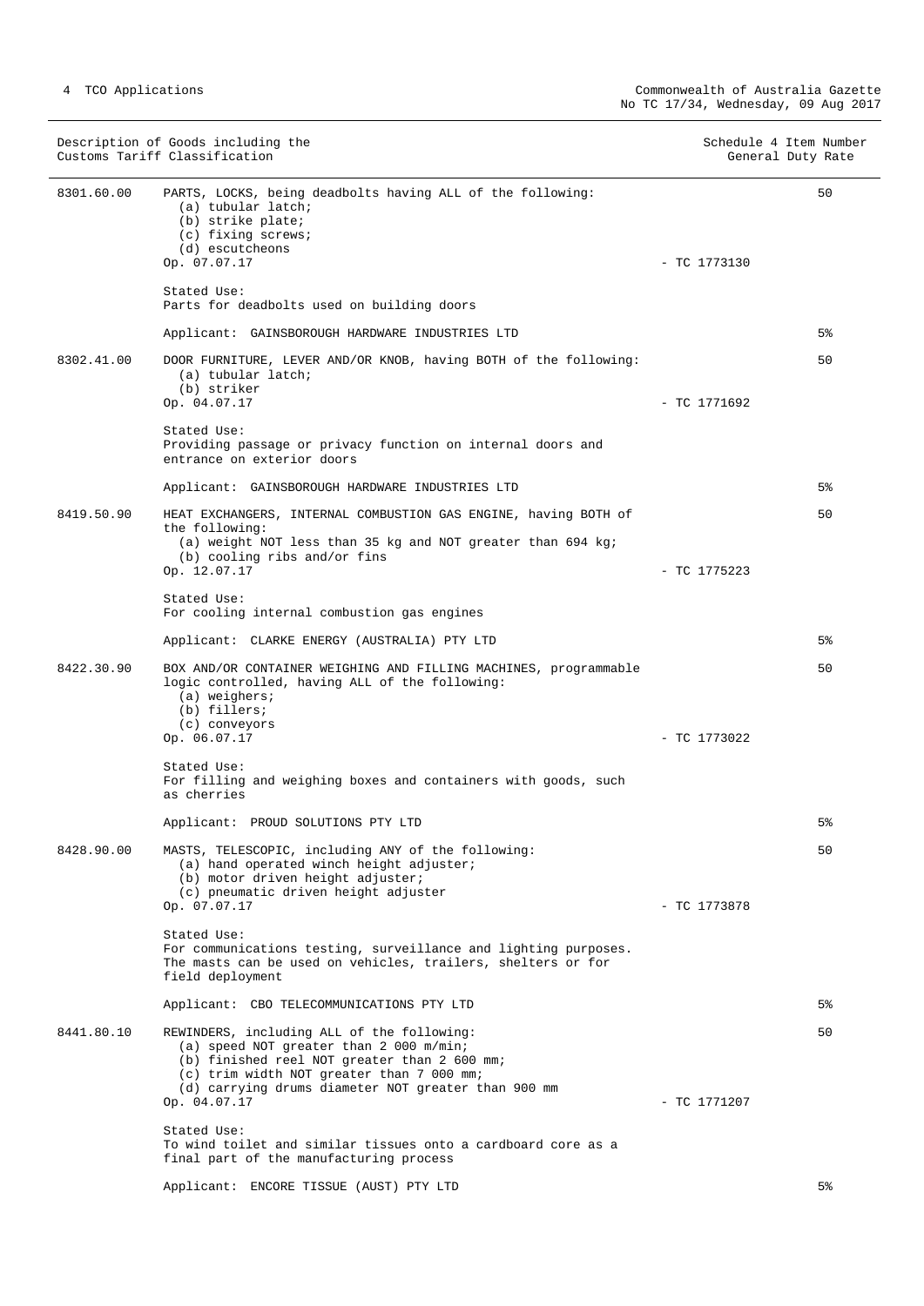| Description of Goods including the Customs Tariff Classification | | Schedule 4 Item Number | General Duty Rate |
|---|---|---|---|
| 8301.60.00 | PARTS, LOCKS, being deadbolts having ALL of the following:<br>(a) tubular latch;<br>(b) strike plate;<br>(c) fixing screws;<br>(d) escutcheons<br>Op. 07.07.17<br><br>Stated Use:<br>Parts for deadbolts used on building doors<br><br>Applicant: GAINSBOROUGH HARDWARE INDUSTRIES LTD | - TC 1773130 | 50<br><br>5% |
| 8302.41.00 | DOOR FURNITURE, LEVER AND/OR KNOB, having BOTH of the following:<br>(a) tubular latch;<br>(b) striker<br>Op. 04.07.17<br><br>Stated Use:<br>Providing passage or privacy function on internal doors and entrance on exterior doors<br><br>Applicant: GAINSBOROUGH HARDWARE INDUSTRIES LTD | - TC 1771692 | 50<br><br>5% |
| 8419.50.90 | HEAT EXCHANGERS, INTERNAL COMBUSTION GAS ENGINE, having BOTH of the following:<br>(a) weight NOT less than 35 kg and NOT greater than 694 kg;<br>(b) cooling ribs and/or fins<br>Op. 12.07.17<br><br>Stated Use:<br>For cooling internal combustion gas engines<br><br>Applicant: CLARKE ENERGY (AUSTRALIA) PTY LTD | - TC 1775223 | 50<br><br>5% |
| 8422.30.90 | BOX AND/OR CONTAINER WEIGHING AND FILLING MACHINES, programmable logic controlled, having ALL of the following:<br>(a) weighers;<br>(b) fillers;<br>(c) conveyors<br>Op. 06.07.17<br><br>Stated Use:<br>For filling and weighing boxes and containers with goods, such as cherries<br><br>Applicant: PROUD SOLUTIONS PTY LTD | - TC 1773022 | 50<br><br>5% |
| 8428.90.00 | MASTS, TELESCOPIC, including ANY of the following:<br>(a) hand operated winch height adjuster;<br>(b) motor driven height adjuster;<br>(c) pneumatic driven height adjuster<br>Op. 07.07.17<br><br>Stated Use:<br>For communications testing, surveillance and lighting purposes. The masts can be used on vehicles, trailers, shelters or for field deployment<br><br>Applicant: CBO TELECOMMUNICATIONS PTY LTD | - TC 1773878 | 50<br><br>5% |
| 8441.80.10 | REWINDERS, including ALL of the following:<br>(a) speed NOT greater than 2 000 m/min;<br>(b) finished reel NOT greater than 2 600 mm;<br>(c) trim width NOT greater than 7 000 mm;<br>(d) carrying drums diameter NOT greater than 900 mm<br>Op. 04.07.17<br><br>Stated Use:<br>To wind toilet and similar tissues onto a cardboard core as a final part of the manufacturing process<br><br>Applicant: ENCORE TISSUE (AUST) PTY LTD | - TC 1771207 | 50<br><br>5% |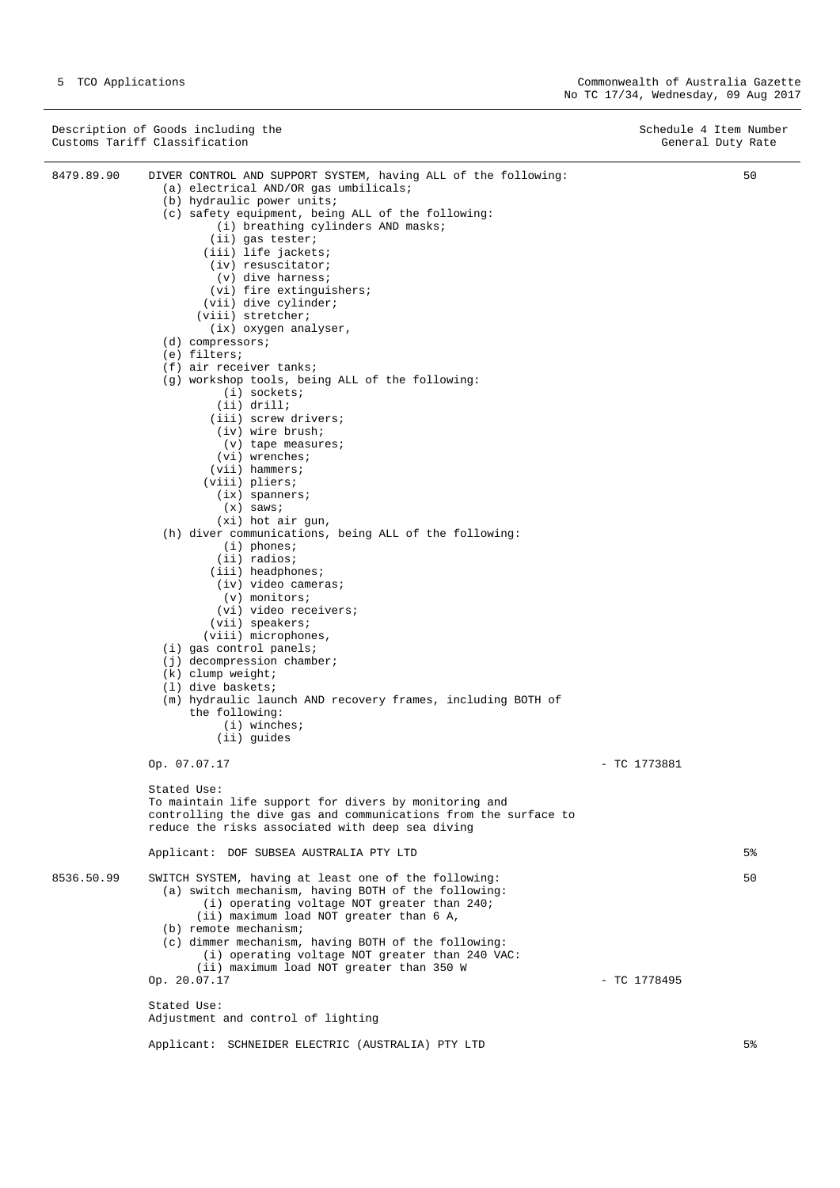| Description of Goods including the Customs Tariff Classification | | Schedule 4 Item Number | General Duty Rate |
|---|---|---|---|
| 8479.89.90 | DIVER CONTROL AND SUPPORT SYSTEM, having ALL of the following:<br>(a) electrical AND/OR gas umbilicals;<br>(b) hydraulic power units;<br>(c) safety equipment, being ALL of the following:<br>(i) breathing cylinders AND masks;<br>(ii) gas tester;<br>(iii) life jackets;<br>(iv) resuscitator;<br>(v) dive harness;<br>(vi) fire extinguishers;<br>(vii) dive cylinder;<br>(viii) stretcher;<br>(ix) oxygen analyser,<br>(d) compressors;<br>(e) filters;<br>(f) air receiver tanks;<br>(g) workshop tools, being ALL of the following:<br>(i) sockets;<br>(ii) drill;<br>(iii) screw drivers;<br>(iv) wire brush;<br>(v) tape measures;<br>(vi) wrenches;<br>(vii) hammers;<br>(viii) pliers;<br>(ix) spanners;<br>(x) saws;<br>(xi) hot air gun,<br>(h) diver communications, being ALL of the following:<br>(i) phones;<br>(ii) radios;<br>(iii) headphones;<br>(iv) video cameras;<br>(v) monitors;<br>(vi) video receivers;<br>(vii) speakers;<br>(viii) microphones,<br>(i) gas control panels;<br>(j) decompression chamber;<br>(k) clump weight;<br>(l) dive baskets;<br>(m) hydraulic launch AND recovery frames, including BOTH of the following:<br>(i) winches;<br>(ii) guides | | 50 |
| | Op. 07.07.17 | - TC 1773881 | |
| | Stated Use:<br>To maintain life support for divers by monitoring and controlling the dive gas and communications from the surface to reduce the risks associated with deep sea diving | | |
| | Applicant: DOF SUBSEA AUSTRALIA PTY LTD | | 5% |
| 8536.50.99 | SWITCH SYSTEM, having at least one of the following:<br>(a) switch mechanism, having BOTH of the following:<br>(i) operating voltage NOT greater than 240;<br>(ii) maximum load NOT greater than 6 A,<br>(b) remote mechanism;<br>(c) dimmer mechanism, having BOTH of the following:<br>(i) operating voltage NOT greater than 240 VAC:<br>(ii) maximum load NOT greater than 350 W | | 50 |
| | Op. 20.07.17 | - TC 1778495 | |
| | Stated Use:<br>Adjustment and control of lighting | | |
| | Applicant: SCHNEIDER ELECTRIC (AUSTRALIA) PTY LTD | | 5% |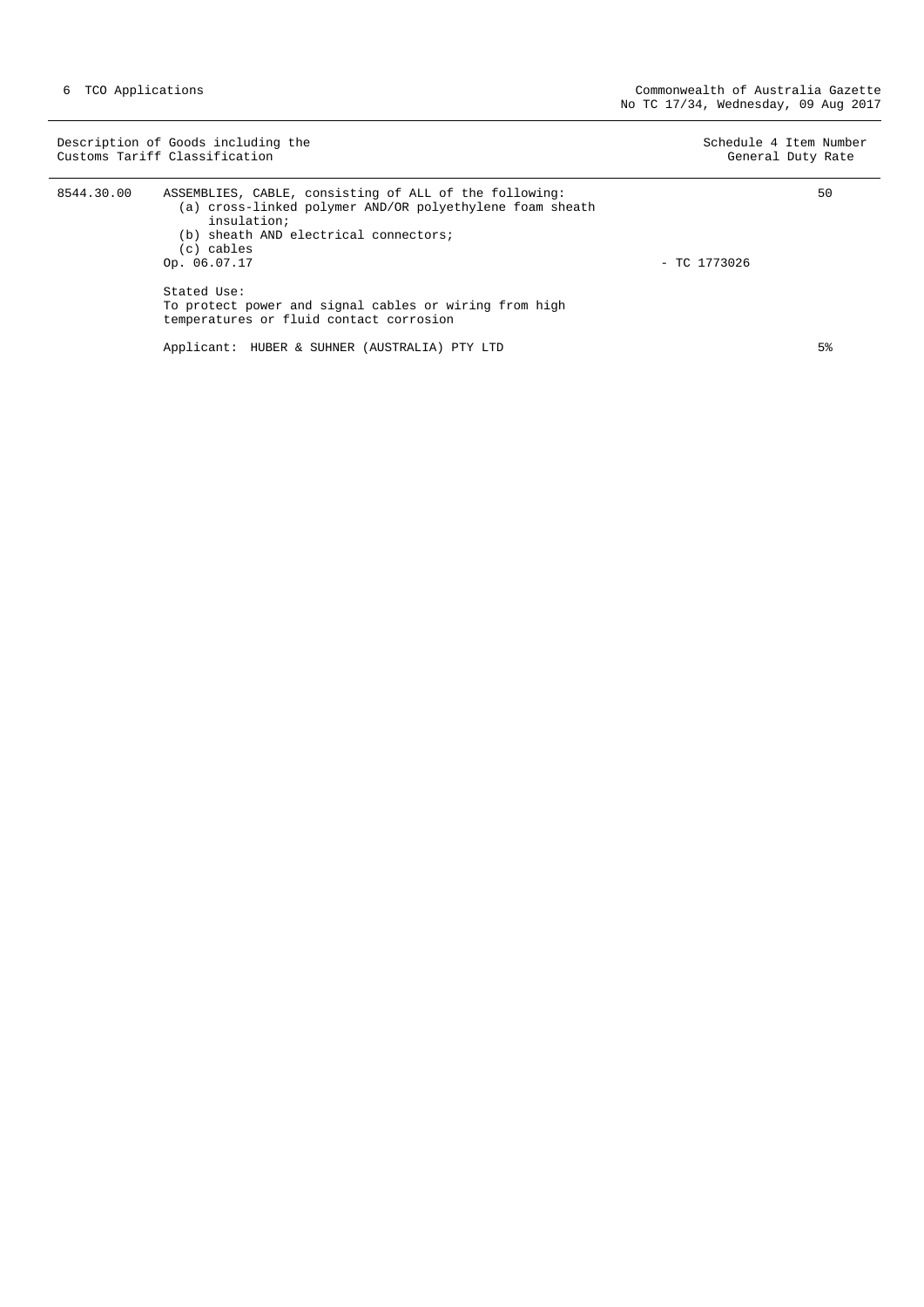| Description of Goods including the Customs Tariff Classification | | | Schedule 4 Item Number General Duty Rate |
|---|---|---|---|
| 8544.30.00 | ASSEMBLIES, CABLE, consisting of ALL of the following:<br>(a) cross-linked polymer AND/OR polyethylene foam sheath insulation;<br>(b) sheath AND electrical connectors;<br>(c) cables<br>Op. 06.07.17 | - TC 1773026 | 50 |
| | Stated Use:<br>To protect power and signal cables or wiring from high temperatures or fluid contact corrosion | | |
| | Applicant: HUBER & SUHNER (AUSTRALIA) PTY LTD | | 5% |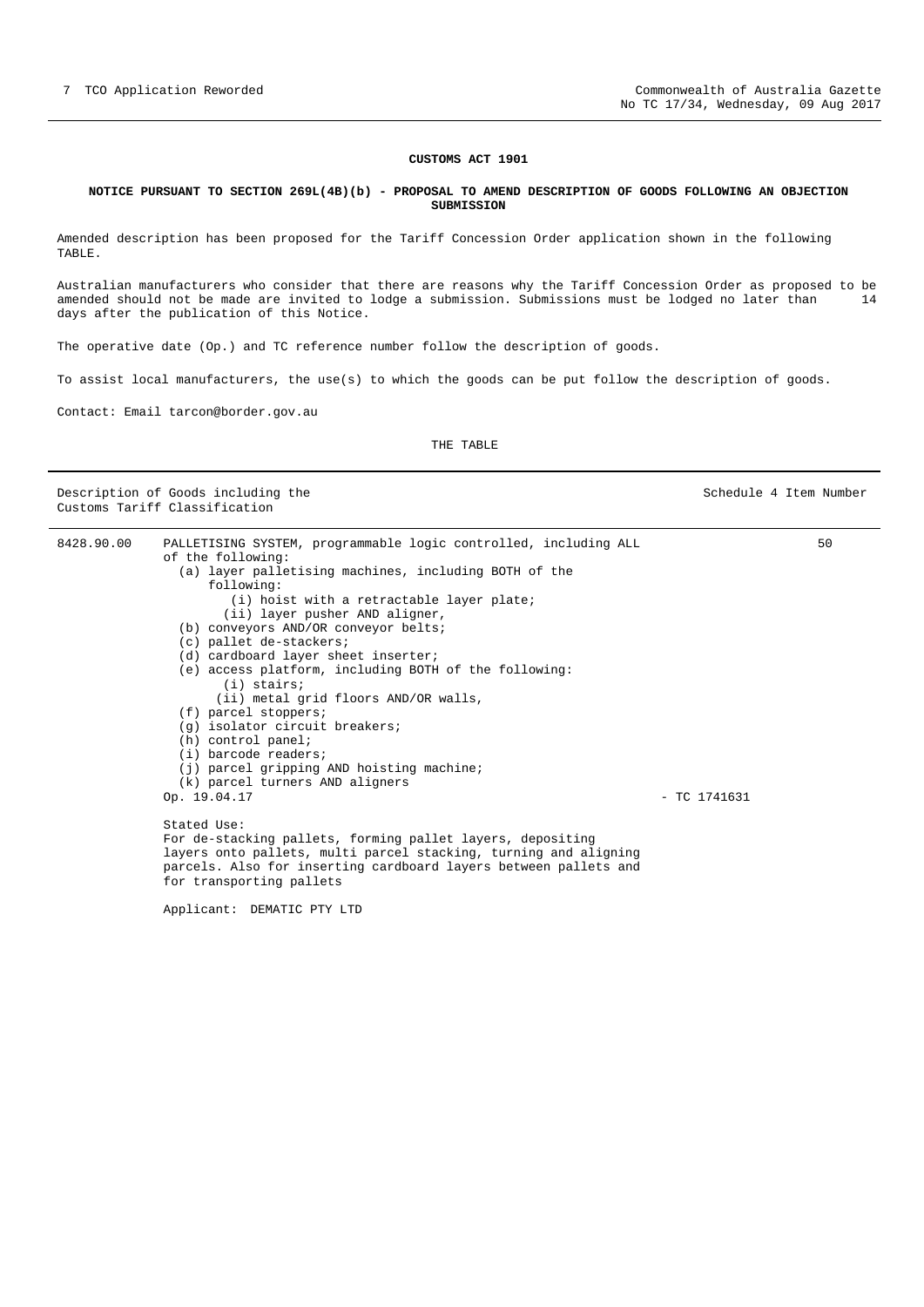## CUSTOMS ACT 1901

### NOTICE PURSUANT TO SECTION 269L(4B)(b) - PROPOSAL TO AMEND DESCRIPTION OF GOODS FOLLOWING AN OBJECTION SUBMISSION

Amended description has been proposed for the Tariff Concession Order application shown in the following TABLE.

Australian manufacturers who consider that there are reasons why the Tariff Concession Order as proposed to be amended should not be made are invited to lodge a submission. Submissions must be lodged no later than 14 days after the publication of this Notice.

The operative date (Op.) and TC reference number follow the description of goods.

To assist local manufacturers, the use(s) to which the goods can be put follow the description of goods.

Contact: Email tarcon@border.gov.au

THE TABLE

| Description of Goods including the Customs Tariff Classification | | | Schedule 4 Item Number |
|---|---|---|---|
| 8428.90.00 | PALLETISING SYSTEM, programmable logic controlled, including ALL of the following:<br>(a) layer palletising machines, including BOTH of the following:<br>(i) hoist with a retractable layer plate;<br>(ii) layer pusher AND aligner,<br>(b) conveyors AND/OR conveyor belts;<br>(c) pallet de-stackers;<br>(d) cardboard layer sheet inserter;<br>(e) access platform, including BOTH of the following:<br>(i) stairs;<br>(ii) metal grid floors AND/OR walls,<br>(f) parcel stoppers;<br>(g) isolator circuit breakers;<br>(h) control panel;<br>(i) barcode readers;<br>(j) parcel gripping AND hoisting machine;<br>(k) parcel turners AND aligners<br>Op. 19.04.17<br><br>Stated Use:<br>For de-stacking pallets, forming pallet layers, depositing layers onto pallets, multi parcel stacking, turning and aligning parcels. Also for inserting cardboard layers between pallets and for transporting pallets<br><br>Applicant: DEMATIC PTY LTD | - TC 1741631 | 50 |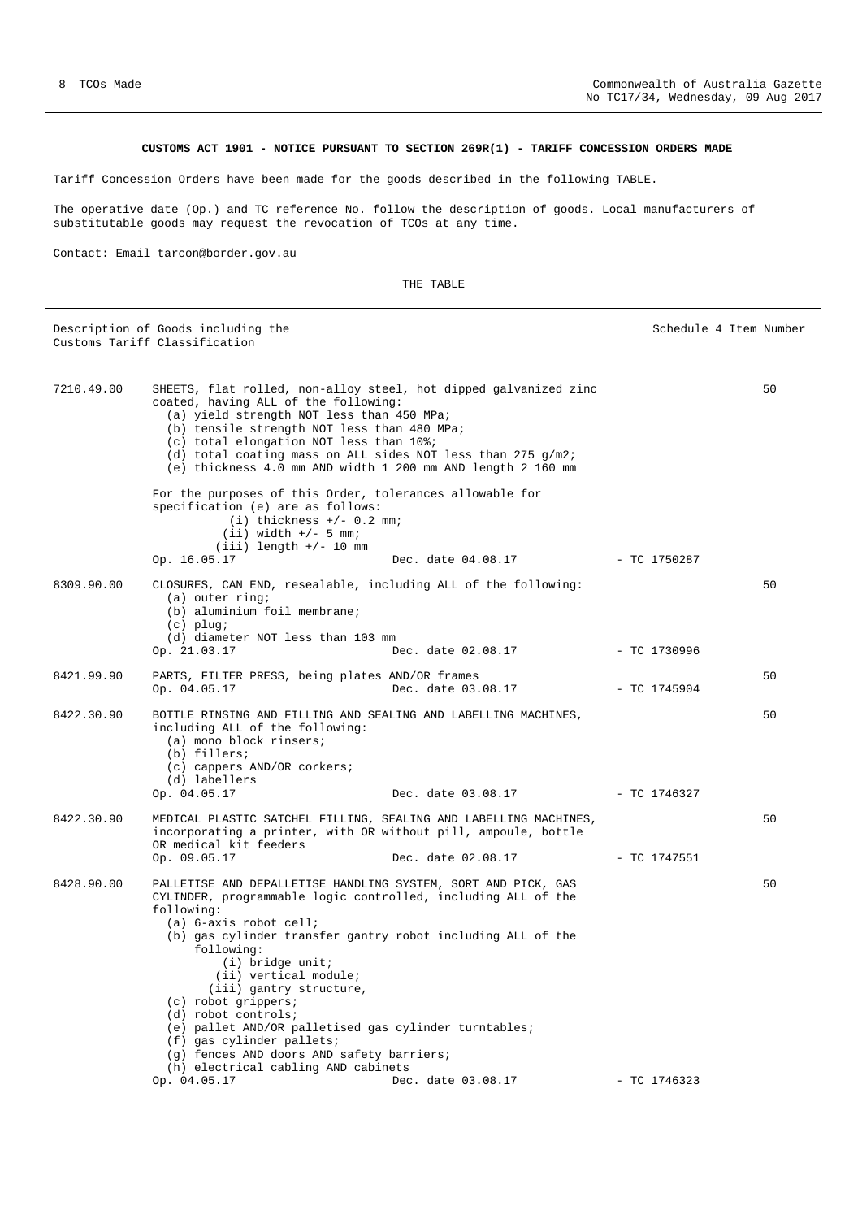**CUSTOMS ACT 1901 - NOTICE PURSUANT TO SECTION 269R(1) - TARIFF CONCESSION ORDERS MADE**

Tariff Concession Orders have been made for the goods described in the following TABLE.

The operative date (Op.) and TC reference No. follow the description of goods. Local manufacturers of substitutable goods may request the revocation of TCOs at any time.

Contact: Email tarcon@border.gov.au

THE TABLE

| Description of Goods including the Customs Tariff Classification | | Schedule 4 Item Number |
|---|---|---|
| 7210.49.00 | SHEETS, flat rolled, non-alloy steel, hot dipped galvanized zinc coated, having ALL of the following:<br>(a) yield strength NOT less than 450 MPa;<br>(b) tensile strength NOT less than 480 MPa;<br>(c) total elongation NOT less than 10%;<br>(d) total coating mass on ALL sides NOT less than 275 g/m2;<br>(e) thickness 4.0 mm AND width 1 200 mm AND length 2 160 mm<br><br>For the purposes of this Order, tolerances allowable for specification (e) are as follows:<br>(i) thickness +/- 0.2 mm;<br>(ii) width +/- 5 mm;<br>(iii) length +/- 10 mm<br>Op. 16.05.17 Dec. date 04.08.17 - TC 1750287 | 50 |
| 8309.90.00 | CLOSURES, CAN END, resealable, including ALL of the following:<br>(a) outer ring;<br>(b) aluminium foil membrane;<br>(c) plug;<br>(d) diameter NOT less than 103 mm<br>Op. 21.03.17 Dec. date 02.08.17 - TC 1730996 | 50 |
| 8421.99.90 | PARTS, FILTER PRESS, being plates AND/OR frames<br>Op. 04.05.17 Dec. date 03.08.17 - TC 1745904 | 50 |
| 8422.30.90 | BOTTLE RINSING AND FILLING AND SEALING AND LABELLING MACHINES, including ALL of the following:<br>(a) mono block rinsers;<br>(b) fillers;<br>(c) cappers AND/OR corkers;<br>(d) labellers<br>Op. 04.05.17 Dec. date 03.08.17 - TC 1746327 | 50 |
| 8422.30.90 | MEDICAL PLASTIC SATCHEL FILLING, SEALING AND LABELLING MACHINES, incorporating a printer, with OR without pill, ampoule, bottle OR medical kit feeders<br>Op. 09.05.17 Dec. date 02.08.17 - TC 1747551 | 50 |
| 8428.90.00 | PALLETISE AND DEPALLETISE HANDLING SYSTEM, SORT AND PICK, GAS CYLINDER, programmable logic controlled, including ALL of the following:<br>(a) 6-axis robot cell;<br>(b) gas cylinder transfer gantry robot including ALL of the following:<br>(i) bridge unit;<br>(ii) vertical module;<br>(iii) gantry structure,<br>(c) robot grippers;<br>(d) robot controls;<br>(e) pallet AND/OR palletised gas cylinder turntables;<br>(f) gas cylinder pallets;<br>(g) fences AND doors AND safety barriers;<br>(h) electrical cabling AND cabinets<br>Op. 04.05.17 Dec. date 03.08.17 - TC 1746323 | 50 |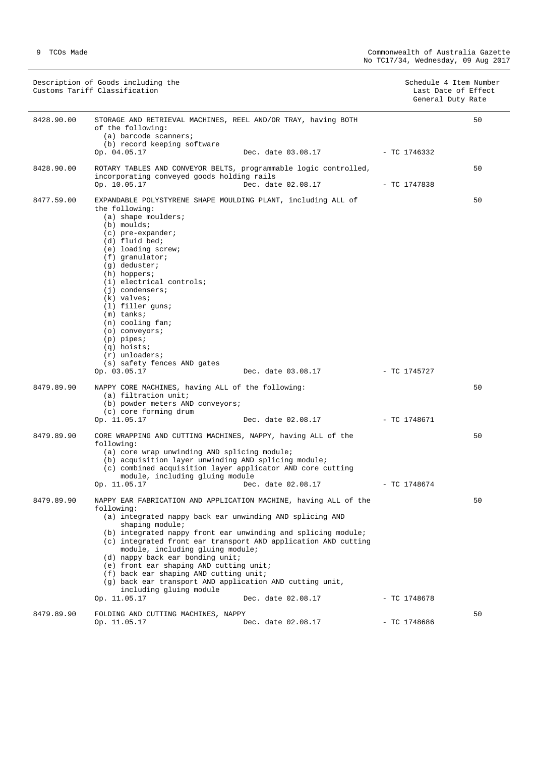| Description of Goods including the Customs Tariff Classification | | | Schedule 4 Item Number<br>Last Date of Effect<br>General Duty Rate |
|---|---|---|---|
| 8428.90.00 | STORAGE AND RETRIEVAL MACHINES, REEL AND/OR TRAY, having BOTH of the following:<br>(a) barcode scanners;<br>(b) record keeping software<br>Op. 04.05.17 Dec. date 03.08.17 | - TC 1746332 | 50 |
| 8428.90.00 | ROTARY TABLES AND CONVEYOR BELTS, programmable logic controlled, incorporating conveyed goods holding rails<br>Op. 10.05.17 Dec. date 02.08.17 | - TC 1747838 | 50 |
| 8477.59.00 | EXPANDABLE POLYSTYRENE SHAPE MOULDING PLANT, including ALL of the following:<br>(a) shape moulders;<br>(b) moulds;<br>(c) pre-expander;<br>(d) fluid bed;<br>(e) loading screw;<br>(f) granulator;<br>(g) deduster;<br>(h) hoppers;<br>(i) electrical controls;<br>(j) condensers;<br>(k) valves;<br>(l) filler guns;<br>(m) tanks;<br>(n) cooling fan;<br>(o) conveyors;<br>(p) pipes;<br>(q) hoists;<br>(r) unloaders;<br>(s) safety fences AND gates<br>Op. 03.05.17 Dec. date 03.08.17 | - TC 1745727 | 50 |
| 8479.89.90 | NAPPY CORE MACHINES, having ALL of the following:<br>(a) filtration unit;<br>(b) powder meters AND conveyors;<br>(c) core forming drum<br>Op. 11.05.17 Dec. date 02.08.17 | - TC 1748671 | 50 |
| 8479.89.90 | CORE WRAPPING AND CUTTING MACHINES, NAPPY, having ALL of the following:<br>(a) core wrap unwinding AND splicing module;<br>(b) acquisition layer unwinding AND splicing module;<br>(c) combined acquisition layer applicator AND core cutting module, including gluing module<br>Op. 11.05.17 Dec. date 02.08.17 | - TC 1748674 | 50 |
| 8479.89.90 | NAPPY EAR FABRICATION AND APPLICATION MACHINE, having ALL of the following:<br>(a) integrated nappy back ear unwinding AND splicing AND shaping module;<br>(b) integrated nappy front ear unwinding and splicing module;<br>(c) integrated front ear transport AND application AND cutting module, including gluing module;<br>(d) nappy back ear bonding unit;<br>(e) front ear shaping AND cutting unit;<br>(f) back ear shaping AND cutting unit;<br>(g) back ear transport AND application AND cutting unit, including gluing module<br>Op. 11.05.17 Dec. date 02.08.17 | - TC 1748678 | 50 |
| 8479.89.90 | FOLDING AND CUTTING MACHINES, NAPPY<br>Op. 11.05.17 Dec. date 02.08.17 | - TC 1748686 | 50 |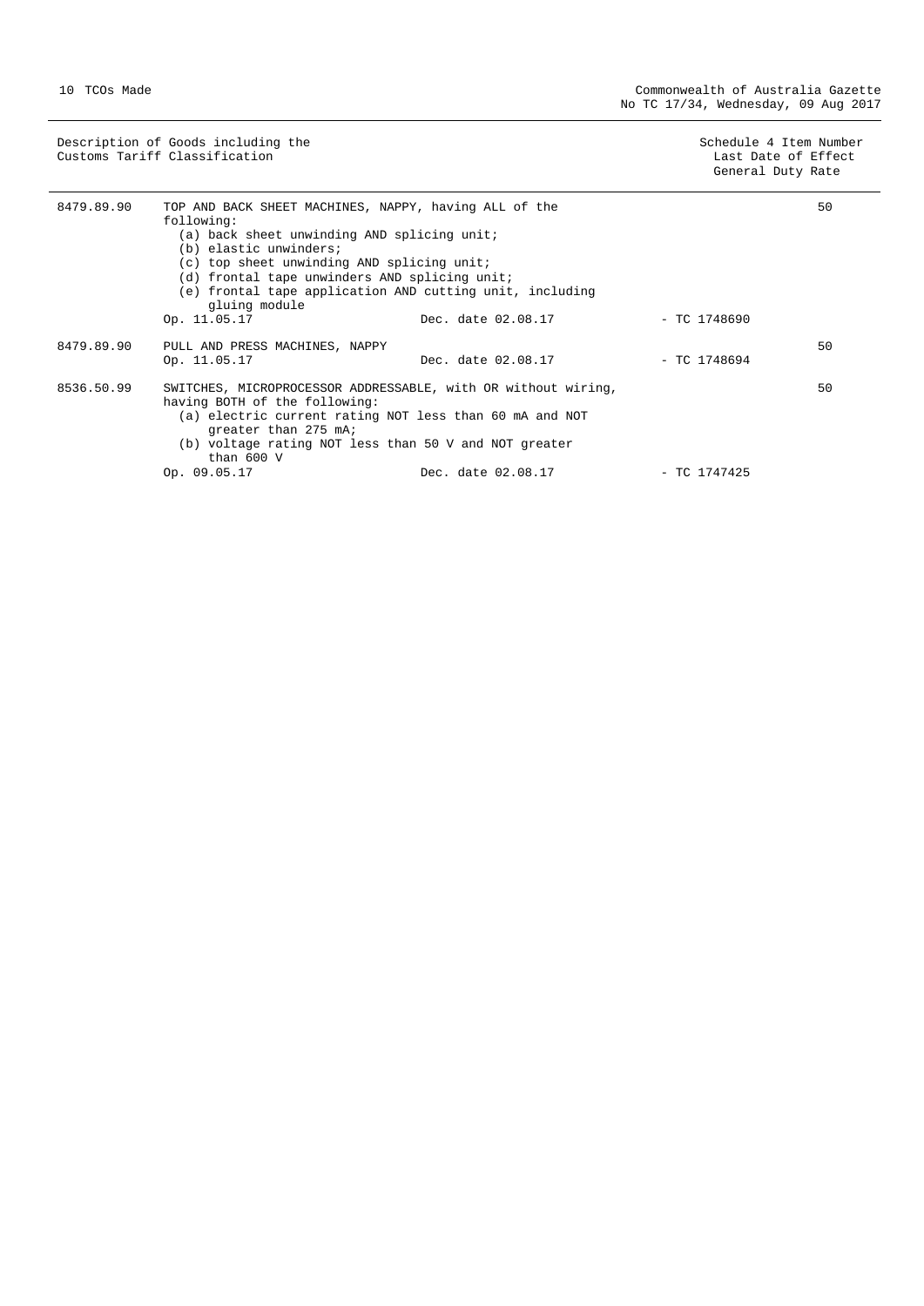| Customs Tariff Classification | Description of Goods | | Schedule 4 Item Number / Last Date of Effect | General Duty Rate |
|---|---|---|---|---|
| 8479.89.90 | TOP AND BACK SHEET MACHINES, NAPPY, having ALL of the following:<br>(a) back sheet unwinding AND splicing unit;<br>(b) elastic unwinders;<br>(c) top sheet unwinding AND splicing unit;<br>(d) frontal tape unwinders AND splicing unit;<br>(e) frontal tape application AND cutting unit, including gluing module<br>Op. 11.05.17 | Dec. date 02.08.17 | - TC 1748690 | 50 |
| 8479.89.90 | PULL AND PRESS MACHINES, NAPPY<br>Op. 11.05.17 | Dec. date 02.08.17 | - TC 1748694 | 50 |
| 8536.50.99 | SWITCHES, MICROPROCESSOR ADDRESSABLE, with OR without wiring, having BOTH of the following:<br>(a) electric current rating NOT less than 60 mA and NOT greater than 275 mA;<br>(b) voltage rating NOT less than 50 V and NOT greater than 600 V<br>Op. 09.05.17 | Dec. date 02.08.17 | - TC 1747425 | 50 |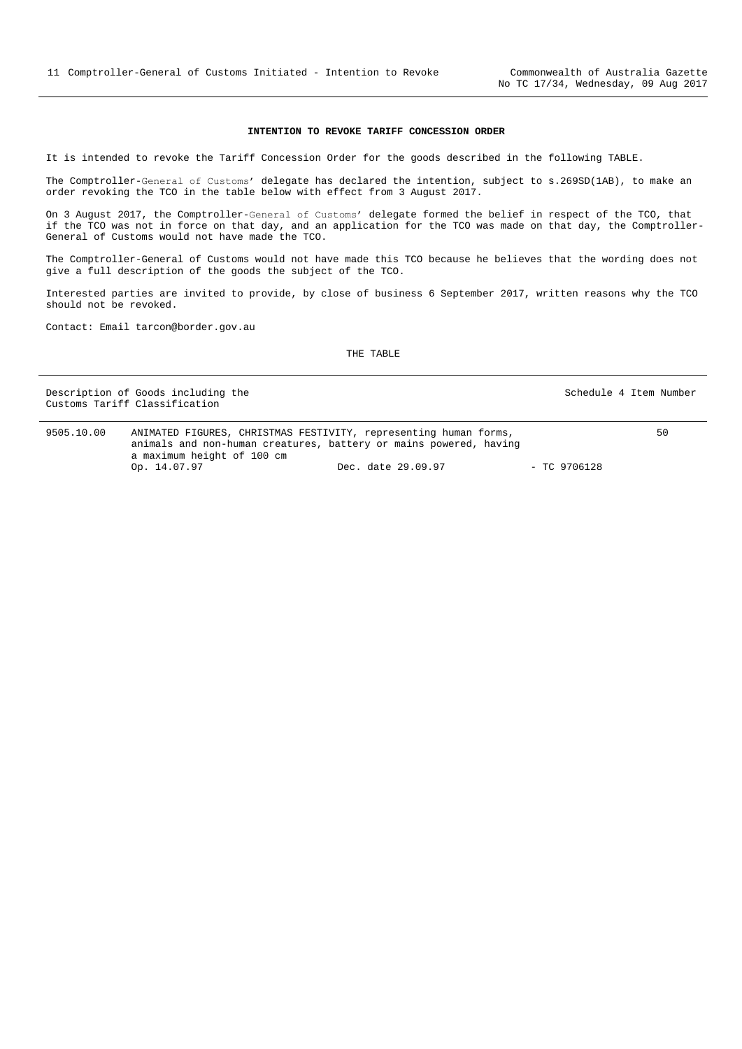## INTENTION TO REVOKE TARIFF CONCESSION ORDER

It is intended to revoke the Tariff Concession Order for the goods described in the following TABLE.

The Comptroller-General of Customs' delegate has declared the intention, subject to s.269SD(1AB), to make an order revoking the TCO in the table below with effect from 3 August 2017.

On 3 August 2017, the Comptroller-General of Customs' delegate formed the belief in respect of the TCO, that if the TCO was not in force on that day, and an application for the TCO was made on that day, the Comptroller-General of Customs would not have made the TCO.

The Comptroller-General of Customs would not have made this TCO because he believes that the wording does not give a full description of the goods the subject of the TCO.

Interested parties are invited to provide, by close of business 6 September 2017, written reasons why the TCO should not be revoked.

Contact: Email tarcon@border.gov.au

THE TABLE

| Description of Goods including the Customs Tariff Classification | | | | Schedule 4 Item Number |
|---|---|---|---|---|
| 9505.10.00 | ANIMATED FIGURES, CHRISTMAS FESTIVITY, representing human forms, animals and non-human creatures, battery or mains powered, having a maximum height of 100 cm | | | 50 |
| | Op. 14.07.97 | Dec. date 29.09.97 | - TC 9706128 | |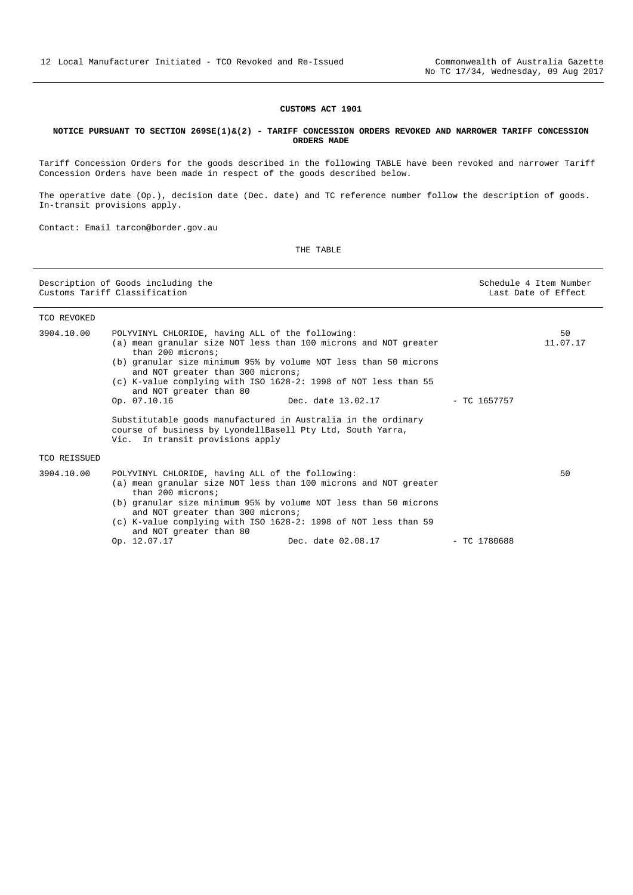**CUSTOMS ACT 1901**

**NOTICE PURSUANT TO SECTION 269SE(1)&(2) - TARIFF CONCESSION ORDERS REVOKED AND NARROWER TARIFF CONCESSION ORDERS MADE**

Tariff Concession Orders for the goods described in the following TABLE have been revoked and narrower Tariff Concession Orders have been made in respect of the goods described below.

The operative date (Op.), decision date (Dec. date) and TC reference number follow the description of goods. In-transit provisions apply.

Contact: Email tarcon@border.gov.au

THE TABLE

| | Description of Goods including the Customs Tariff Classification | Schedule 4 Item Number Last Date of Effect |
|---|---|---|
| TCO REVOKED | | |
| 3904.10.00 | POLYVINYL CHLORIDE, having ALL of the following:<br>(a) mean granular size NOT less than 100 microns and NOT greater than 200 microns;<br>(b) granular size minimum 95% by volume NOT less than 50 microns and NOT greater than 300 microns;<br>(c) K-value complying with ISO 1628-2: 1998 of NOT less than 55 and NOT greater than 80<br>Op. 07.10.16 Dec. date 13.02.17 - TC 1657757<br><br>Substitutable goods manufactured in Australia in the ordinary course of business by LyondellBasell Pty Ltd, South Yarra, Vic. In transit provisions apply | 50<br>11.07.17 |
| TCO REISSUED | | |
| 3904.10.00 | POLYVINYL CHLORIDE, having ALL of the following:<br>(a) mean granular size NOT less than 100 microns and NOT greater than 200 microns;<br>(b) granular size minimum 95% by volume NOT less than 50 microns and NOT greater than 300 microns;<br>(c) K-value complying with ISO 1628-2: 1998 of NOT less than 59 and NOT greater than 80<br>Op. 12.07.17 Dec. date 02.08.17 - TC 1780688 | 50 |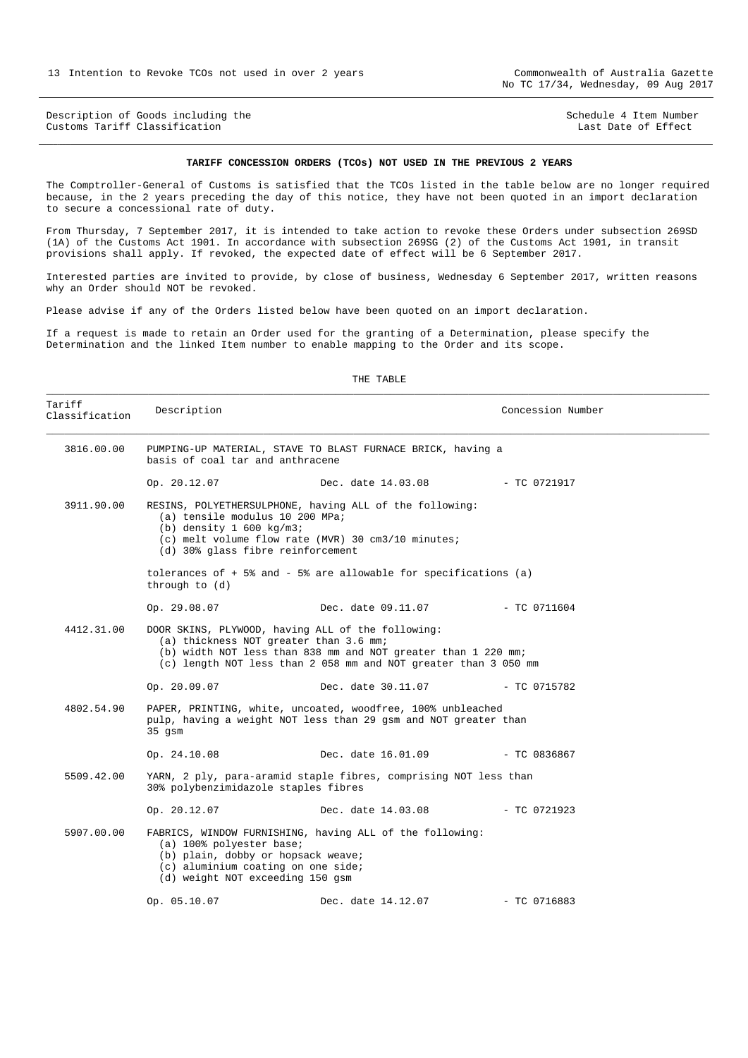Description of Goods including the Customs Tariff Classification — Schedule 4 Item Number Last Date of Effect

**TARIFF CONCESSION ORDERS (TCOs) NOT USED IN THE PREVIOUS 2 YEARS**

The Comptroller-General of Customs is satisfied that the TCOs listed in the table below are no longer required because, in the 2 years preceding the day of this notice, they have not been quoted in an import declaration to secure a concessional rate of duty.

From Thursday, 7 September 2017, it is intended to take action to revoke these Orders under subsection 269SD (1A) of the Customs Act 1901. In accordance with subsection 269SG (2) of the Customs Act 1901, in transit provisions shall apply. If revoked, the expected date of effect will be 6 September 2017.

Interested parties are invited to provide, by close of business, Wednesday 6 September 2017, written reasons why an Order should NOT be revoked.

Please advise if any of the Orders listed below have been quoted on an import declaration.

If a request is made to retain an Order used for the granting of a Determination, please specify the Determination and the linked Item number to enable mapping to the Order and its scope.

THE TABLE

| Tariff Classification | Description | | Concession Number |
|---|---|---|---|
| 3816.00.00 | PUMPING-UP MATERIAL, STAVE TO BLAST FURNACE BRICK, having a basis of coal tar and anthracene | | |
| | Op. 20.12.07 | Dec. date 14.03.08 | - TC 0721917 |
| 3911.90.00 | RESINS, POLYETHERSULPHONE, having ALL of the following:<br>(a) tensile modulus 10 200 MPa;<br>(b) density 1 600 kg/m3;<br>(c) melt volume flow rate (MVR) 30 cm3/10 minutes;<br>(d) 30% glass fibre reinforcement<br><br>tolerances of + 5% and - 5% are allowable for specifications (a) through to (d) | | |
| | Op. 29.08.07 | Dec. date 09.11.07 | - TC 0711604 |
| 4412.31.00 | DOOR SKINS, PLYWOOD, having ALL of the following:<br>(a) thickness NOT greater than 3.6 mm;<br>(b) width NOT less than 838 mm and NOT greater than 1 220 mm;<br>(c) length NOT less than 2 058 mm and NOT greater than 3 050 mm | | |
| | Op. 20.09.07 | Dec. date 30.11.07 | - TC 0715782 |
| 4802.54.90 | PAPER, PRINTING, white, uncoated, woodfree, 100% unbleached pulp, having a weight NOT less than 29 gsm and NOT greater than 35 gsm | | |
| | Op. 24.10.08 | Dec. date 16.01.09 | - TC 0836867 |
| 5509.42.00 | YARN, 2 ply, para-aramid staple fibres, comprising NOT less than 30% polybenzimidazole staples fibres | | |
| | Op. 20.12.07 | Dec. date 14.03.08 | - TC 0721923 |
| 5907.00.00 | FABRICS, WINDOW FURNISHING, having ALL of the following:<br>(a) 100% polyester base;<br>(b) plain, dobby or hopsack weave;<br>(c) aluminium coating on one side;<br>(d) weight NOT exceeding 150 gsm | | |
| | Op. 05.10.07 | Dec. date 14.12.07 | - TC 0716883 |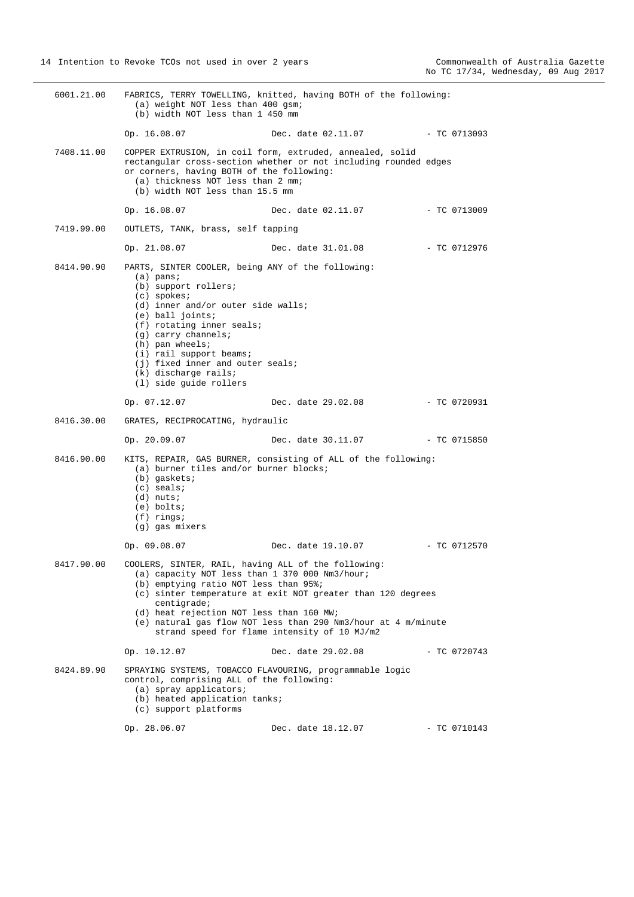6001.21.00 FABRICS, TERRY TOWELLING, knitted, having BOTH of the following:
(a) weight NOT less than 400 gsm;
(b) width NOT less than 1 450 mm

Op. 16.08.07 Dec. date 02.11.07 - TC 0713093

7408.11.00 COPPER EXTRUSION, in coil form, extruded, annealed, solid rectangular cross-section whether or not including rounded edges or corners, having BOTH of the following:
(a) thickness NOT less than 2 mm;
(b) width NOT less than 15.5 mm

Op. 16.08.07 Dec. date 02.11.07 - TC 0713009

7419.99.00 OUTLETS, TANK, brass, self tapping

Op. 21.08.07 Dec. date 31.01.08 - TC 0712976

8414.90.90 PARTS, SINTER COOLER, being ANY of the following:
(a) pans;
(b) support rollers;
(c) spokes;
(d) inner and/or outer side walls;
(e) ball joints;
(f) rotating inner seals;
(g) carry channels;
(h) pan wheels;
(i) rail support beams;
(j) fixed inner and outer seals;
(k) discharge rails;
(l) side guide rollers

Op. 07.12.07 Dec. date 29.02.08 - TC 0720931

8416.30.00 GRATES, RECIPROCATING, hydraulic

Op. 20.09.07 Dec. date 30.11.07 - TC 0715850

8416.90.00 KITS, REPAIR, GAS BURNER, consisting of ALL of the following:
(a) burner tiles and/or burner blocks;
(b) gaskets;
(c) seals;
(d) nuts;
(e) bolts;
(f) rings;
(g) gas mixers

Op. 09.08.07 Dec. date 19.10.07 - TC 0712570

8417.90.00 COOLERS, SINTER, RAIL, having ALL of the following:
(a) capacity NOT less than 1 370 000 Nm3/hour;
(b) emptying ratio NOT less than 95%;
(c) sinter temperature at exit NOT greater than 120 degrees centigrade;
(d) heat rejection NOT less than 160 MW;
(e) natural gas flow NOT less than 290 Nm3/hour at 4 m/minute strand speed for flame intensity of 10 MJ/m2

Op. 10.12.07 Dec. date 29.02.08 - TC 0720743

8424.89.90 SPRAYING SYSTEMS, TOBACCO FLAVOURING, programmable logic control, comprising ALL of the following:
(a) spray applicators;
(b) heated application tanks;
(c) support platforms

Op. 28.06.07 Dec. date 18.12.07 - TC 0710143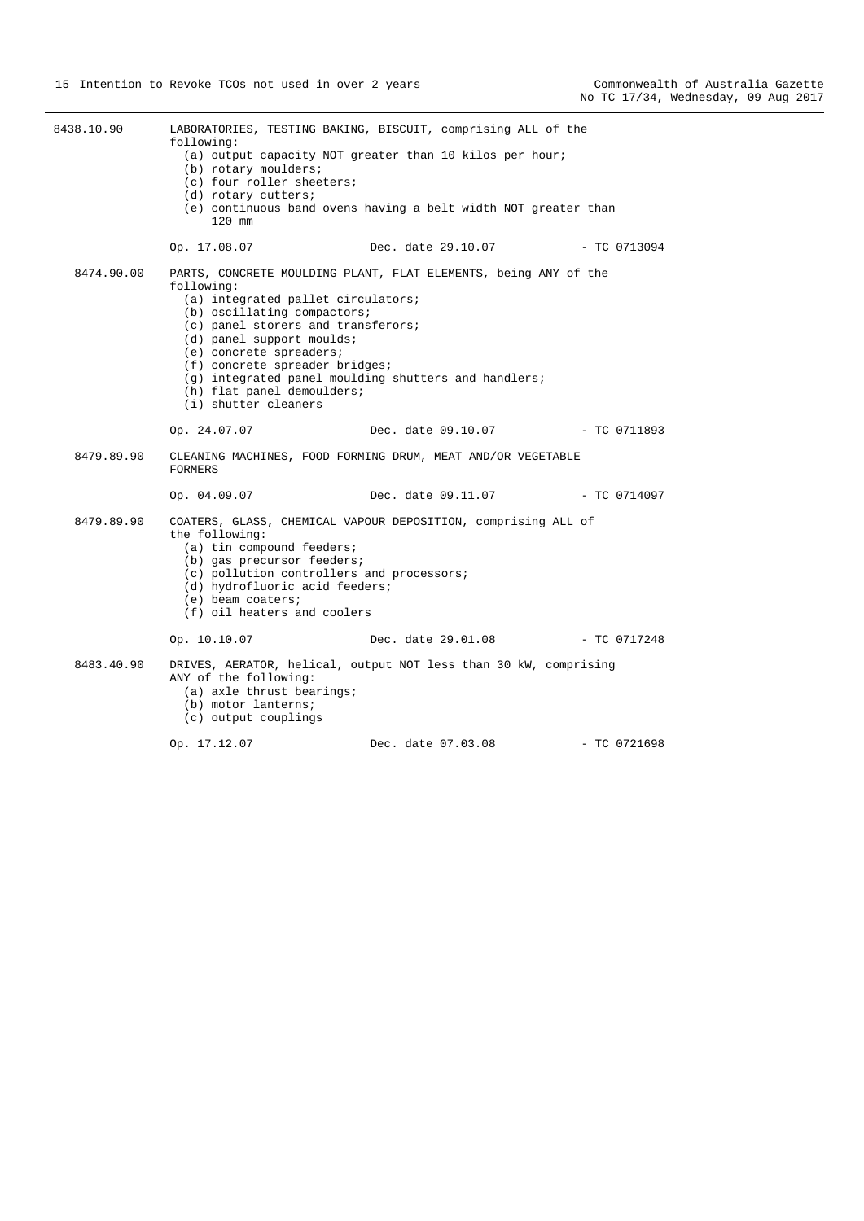8438.10.90 LABORATORIES, TESTING BAKING, BISCUIT, comprising ALL of the following:
- (a) output capacity NOT greater than 10 kilos per hour;
- (b) rotary moulders;
- (c) four roller sheeters;
- (d) rotary cutters;
- (e) continuous band ovens having a belt width NOT greater than 120 mm

Op. 17.08.07 Dec. date 29.10.07 - TC 0713094

8474.90.00 PARTS, CONCRETE MOULDING PLANT, FLAT ELEMENTS, being ANY of the following:
- (a) integrated pallet circulators;
- (b) oscillating compactors;
- (c) panel storers and transferors;
- (d) panel support moulds;
- (e) concrete spreaders;
- (f) concrete spreader bridges;
- (g) integrated panel moulding shutters and handlers;
- (h) flat panel demoulders;
- (i) shutter cleaners

Op. 24.07.07 Dec. date 09.10.07 - TC 0711893

8479.89.90 CLEANING MACHINES, FOOD FORMING DRUM, MEAT AND/OR VEGETABLE FORMERS

Op. 04.09.07 Dec. date 09.11.07 - TC 0714097

8479.89.90 COATERS, GLASS, CHEMICAL VAPOUR DEPOSITION, comprising ALL of the following:
- (a) tin compound feeders;
- (b) gas precursor feeders;
- (c) pollution controllers and processors;
- (d) hydrofluoric acid feeders;
- (e) beam coaters;
- (f) oil heaters and coolers

Op. 10.10.07 Dec. date 29.01.08 - TC 0717248

8483.40.90 DRIVES, AERATOR, helical, output NOT less than 30 kW, comprising ANY of the following:
- (a) axle thrust bearings;
- (b) motor lanterns;
- (c) output couplings

Op. 17.12.07 Dec. date 07.03.08 - TC 0721698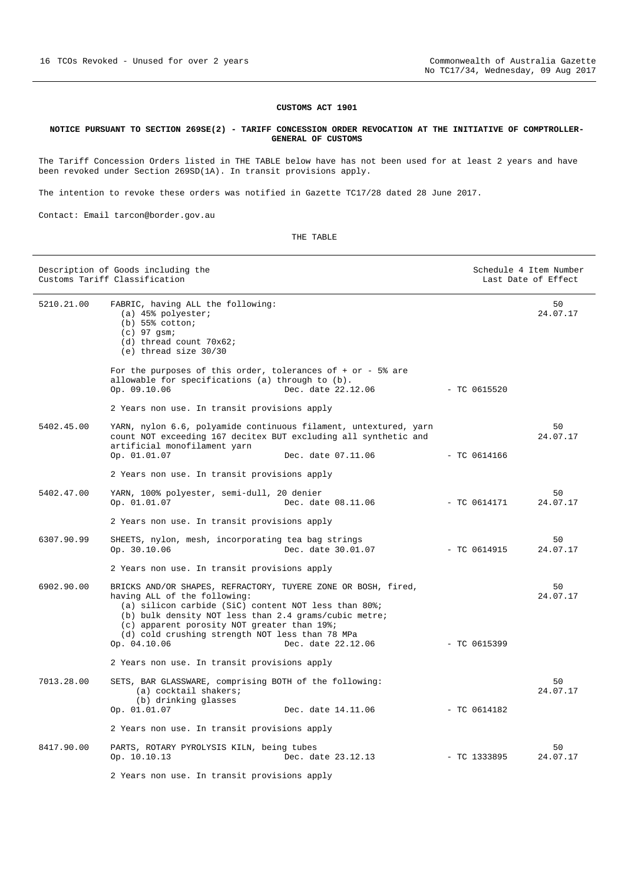**CUSTOMS ACT 1901**

**NOTICE PURSUANT TO SECTION 269SE(2) - TARIFF CONCESSION ORDER REVOCATION AT THE INITIATIVE OF COMPTROLLER-GENERAL OF CUSTOMS**

The Tariff Concession Orders listed in THE TABLE below have has not been used for at least 2 years and have been revoked under Section 269SD(1A). In transit provisions apply.

The intention to revoke these orders was notified in Gazette TC17/28 dated 28 June 2017.

Contact: Email tarcon@border.gov.au

THE TABLE

| Customs Tariff Classification | Description of Goods | TC Number | Schedule 4 Item Number / Last Date of Effect |
|---|---|---|---|
| 5210.21.00 | FABRIC, having ALL the following:<br>(a) 45% polyester;<br>(b) 55% cotton;<br>(c) 97 gsm;<br>(d) thread count 70x62;<br>(e) thread size 30/30<br><br>For the purposes of this order, tolerances of + or - 5% are allowable for specifications (a) through to (b).<br>Op. 09.10.06 Dec. date 22.12.06<br><br>2 Years non use. In transit provisions apply | TC 0615520 | 50<br>24.07.17 |
| 5402.45.00 | YARN, nylon 6.6, polyamide continuous filament, untextured, yarn count NOT exceeding 167 decitex BUT excluding all synthetic and artificial monofilament yarn<br>Op. 01.01.07 Dec. date 07.11.06<br><br>2 Years non use. In transit provisions apply | TC 0614166 | 50<br>24.07.17 |
| 5402.47.00 | YARN, 100% polyester, semi-dull, 20 denier<br>Op. 01.01.07 Dec. date 08.11.06<br><br>2 Years non use. In transit provisions apply | TC 0614171 | 50<br>24.07.17 |
| 6307.90.99 | SHEETS, nylon, mesh, incorporating tea bag strings<br>Op. 30.10.06 Dec. date 30.01.07<br><br>2 Years non use. In transit provisions apply | TC 0614915 | 50<br>24.07.17 |
| 6902.90.00 | BRICKS AND/OR SHAPES, REFRACTORY, TUYERE ZONE OR BOSH, fired, having ALL of the following:<br>(a) silicon carbide (SiC) content NOT less than 80%;<br>(b) bulk density NOT less than 2.4 grams/cubic metre;<br>(c) apparent porosity NOT greater than 19%;<br>(d) cold crushing strength NOT less than 78 MPa<br>Op. 04.10.06 Dec. date 22.12.06<br><br>2 Years non use. In transit provisions apply | TC 0615399 | 50<br>24.07.17 |
| 7013.28.00 | SETS, BAR GLASSWARE, comprising BOTH of the following:<br>(a) cocktail shakers;<br>(b) drinking glasses<br>Op. 01.01.07 Dec. date 14.11.06<br><br>2 Years non use. In transit provisions apply | TC 0614182 | 50<br>24.07.17 |
| 8417.90.00 | PARTS, ROTARY PYROLYSIS KILN, being tubes<br>Op. 10.10.13 Dec. date 23.12.13<br><br>2 Years non use. In transit provisions apply | TC 1333895 | 50<br>24.07.17 |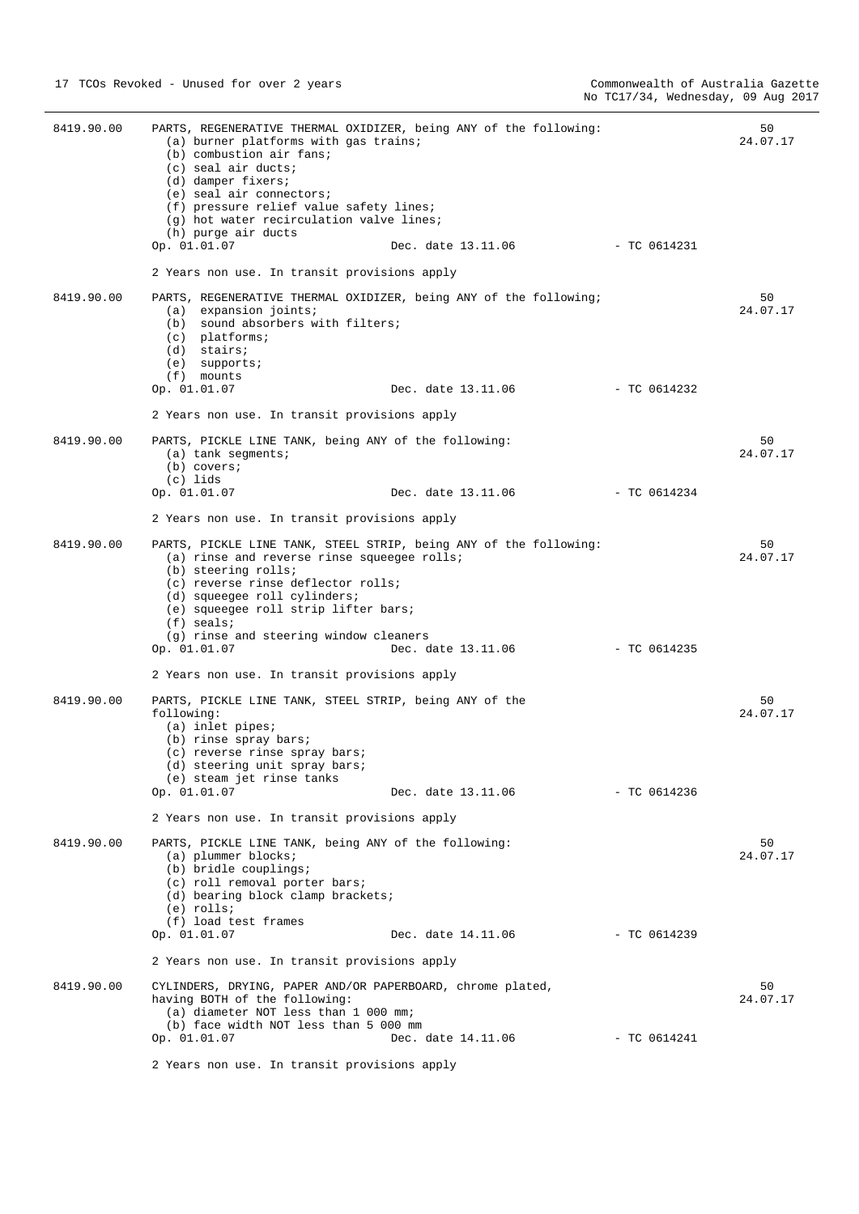| | | |
|---|---|---|
| 8419.90.00 | PARTS, REGENERATIVE THERMAL OXIDIZER, being ANY of the following:<br>(a) burner platforms with gas trains;<br>(b) combustion air fans;<br>(c) seal air ducts;<br>(d) damper fixers;<br>(e) seal air connectors;<br>(f) pressure relief value safety lines;<br>(g) hot water recirculation valve lines;<br>(h) purge air ducts<br>Op. 01.01.07 Dec. date 13.11.06 - TC 0614231<br><br>2 Years non use. In transit provisions apply | 50<br>24.07.17 |
| 8419.90.00 | PARTS, REGENERATIVE THERMAL OXIDIZER, being ANY of the following;<br>(a) expansion joints;<br>(b) sound absorbers with filters;<br>(c) platforms;<br>(d) stairs;<br>(e) supports;<br>(f) mounts<br>Op. 01.01.07 Dec. date 13.11.06 - TC 0614232<br><br>2 Years non use. In transit provisions apply | 50<br>24.07.17 |
| 8419.90.00 | PARTS, PICKLE LINE TANK, being ANY of the following:<br>(a) tank segments;<br>(b) covers;<br>(c) lids<br>Op. 01.01.07 Dec. date 13.11.06 - TC 0614234<br><br>2 Years non use. In transit provisions apply | 50<br>24.07.17 |
| 8419.90.00 | PARTS, PICKLE LINE TANK, STEEL STRIP, being ANY of the following:<br>(a) rinse and reverse rinse squeegee rolls;<br>(b) steering rolls;<br>(c) reverse rinse deflector rolls;<br>(d) squeegee roll cylinders;<br>(e) squeegee roll strip lifter bars;<br>(f) seals;<br>(g) rinse and steering window cleaners<br>Op. 01.01.07 Dec. date 13.11.06 - TC 0614235<br><br>2 Years non use. In transit provisions apply | 50<br>24.07.17 |
| 8419.90.00 | PARTS, PICKLE LINE TANK, STEEL STRIP, being ANY of the following:<br>(a) inlet pipes;<br>(b) rinse spray bars;<br>(c) reverse rinse spray bars;<br>(d) steering unit spray bars;<br>(e) steam jet rinse tanks<br>Op. 01.01.07 Dec. date 13.11.06 - TC 0614236<br><br>2 Years non use. In transit provisions apply | 50<br>24.07.17 |
| 8419.90.00 | PARTS, PICKLE LINE TANK, being ANY of the following:<br>(a) plummer blocks;<br>(b) bridle couplings;<br>(c) roll removal porter bars;<br>(d) bearing block clamp brackets;<br>(e) rolls;<br>(f) load test frames<br>Op. 01.01.07 Dec. date 14.11.06 - TC 0614239<br><br>2 Years non use. In transit provisions apply | 50<br>24.07.17 |
| 8419.90.00 | CYLINDERS, DRYING, PAPER AND/OR PAPERBOARD, chrome plated, having BOTH of the following:<br>(a) diameter NOT less than 1 000 mm;<br>(b) face width NOT less than 5 000 mm<br>Op. 01.01.07 Dec. date 14.11.06 - TC 0614241<br><br>2 Years non use. In transit provisions apply | 50<br>24.07.17 |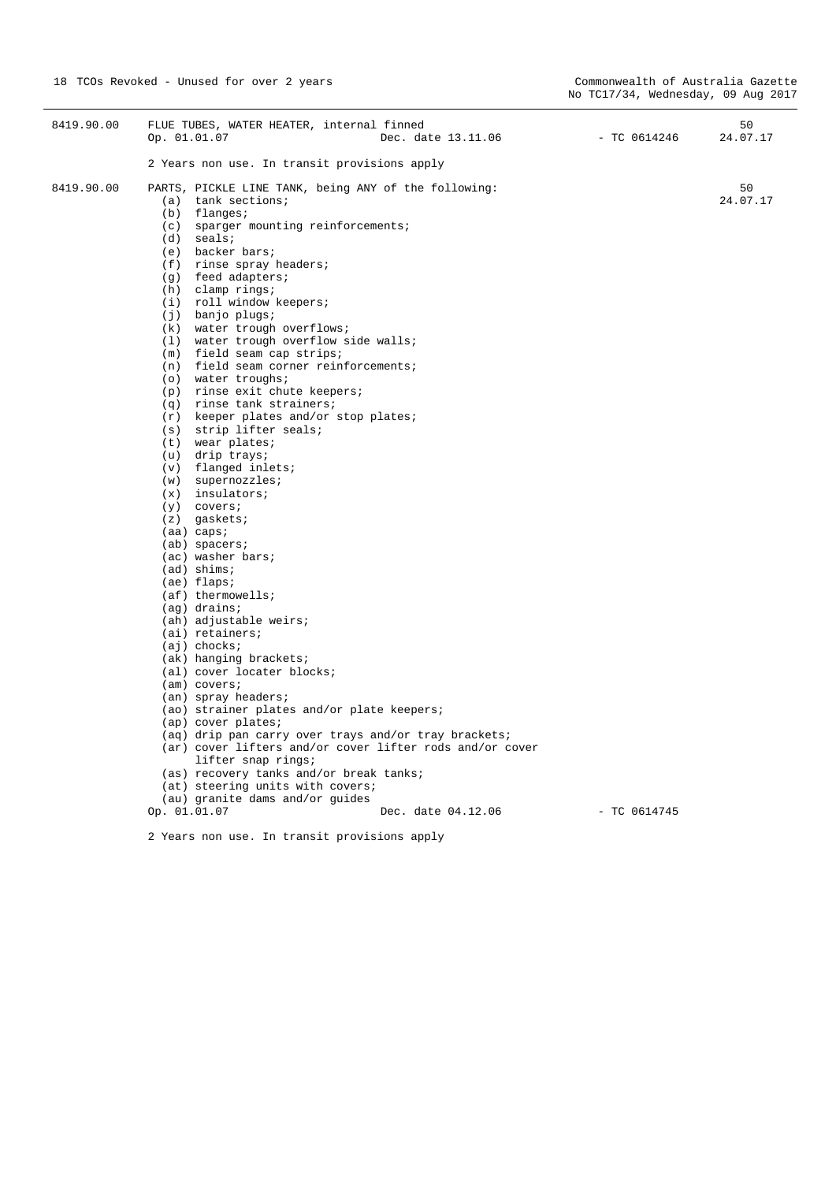| | | | |
|---|---|---|---|
| 8419.90.00 | FLUE TUBES, WATER HEATER, internal finned<br>Op. 01.01.07 Dec. date 13.11.06<br><br>2 Years non use. In transit provisions apply | - TC 0614246 | 50<br>24.07.17 |
| 8419.90.00 | PARTS, PICKLE LINE TANK, being ANY of the following:<br>(a) tank sections;<br>(b) flanges;<br>(c) sparger mounting reinforcements;<br>(d) seals;<br>(e) backer bars;<br>(f) rinse spray headers;<br>(g) feed adapters;<br>(h) clamp rings;<br>(i) roll window keepers;<br>(j) banjo plugs;<br>(k) water trough overflows;<br>(l) water trough overflow side walls;<br>(m) field seam cap strips;<br>(n) field seam corner reinforcements;<br>(o) water troughs;<br>(p) rinse exit chute keepers;<br>(q) rinse tank strainers;<br>(r) keeper plates and/or stop plates;<br>(s) strip lifter seals;<br>(t) wear plates;<br>(u) drip trays;<br>(v) flanged inlets;<br>(w) supernozzles;<br>(x) insulators;<br>(y) covers;<br>(z) gaskets;<br>(aa) caps;<br>(ab) spacers;<br>(ac) washer bars;<br>(ad) shims;<br>(ae) flaps;<br>(af) thermowells;<br>(ag) drains;<br>(ah) adjustable weirs;<br>(ai) retainers;<br>(aj) chocks;<br>(ak) hanging brackets;<br>(al) cover locater blocks;<br>(am) covers;<br>(an) spray headers;<br>(ao) strainer plates and/or plate keepers;<br>(ap) cover plates;<br>(aq) drip pan carry over trays and/or tray brackets;<br>(ar) cover lifters and/or cover lifter rods and/or cover lifter snap rings;<br>(as) recovery tanks and/or break tanks;<br>(at) steering units with covers;<br>(au) granite dams and/or guides<br>Op. 01.01.07 Dec. date 04.12.06<br><br>2 Years non use. In transit provisions apply | - TC 0614745 | 50<br>24.07.17 |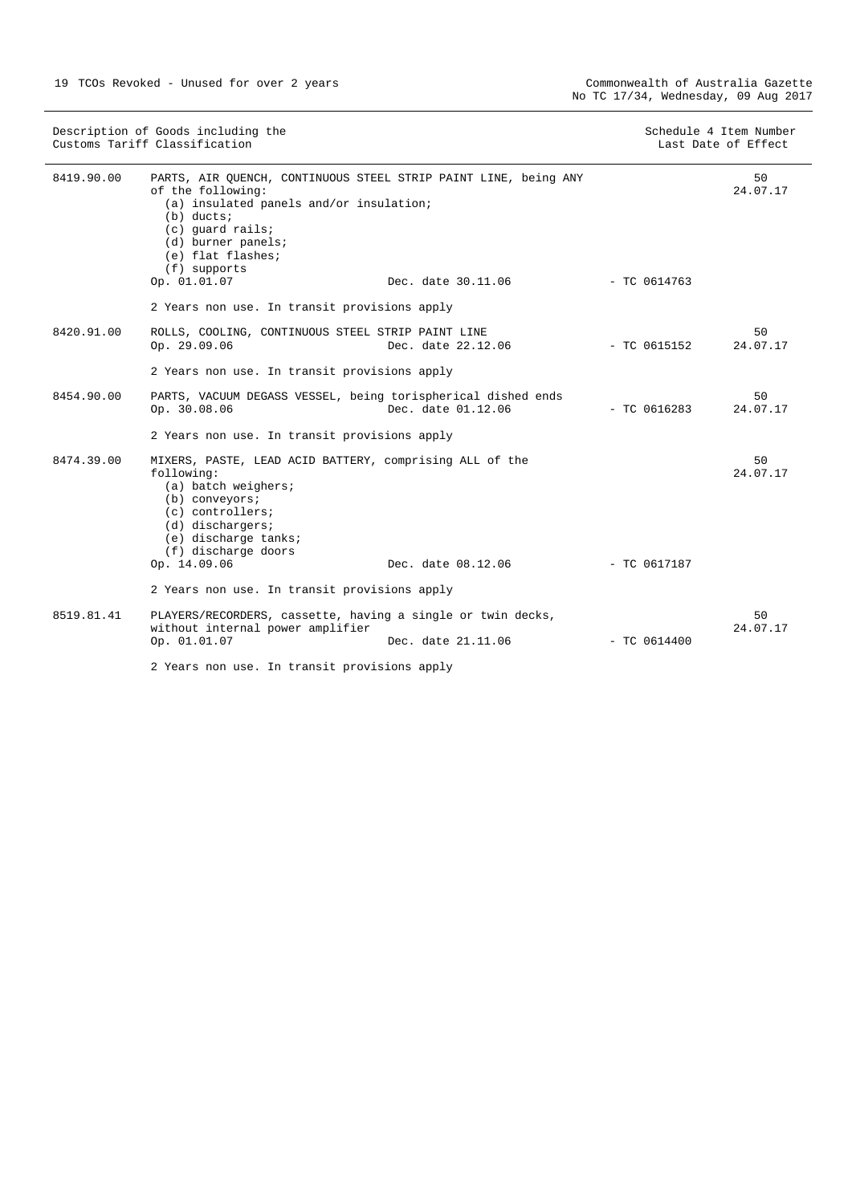| Description of Goods including the Customs Tariff Classification | | | | Schedule 4 Item Number Last Date of Effect |
|---|---|---|---|---|
| 8419.90.00 | PARTS, AIR QUENCH, CONTINUOUS STEEL STRIP PAINT LINE, being ANY of the following:<br>(a) insulated panels and/or insulation;<br>(b) ducts;<br>(c) guard rails;<br>(d) burner panels;<br>(e) flat flashes;<br>(f) supports<br>Op. 01.01.07 | Dec. date 30.11.06 | - TC 0614763 | 50<br>24.07.17 |
| | 2 Years non use. In transit provisions apply | | | |
| 8420.91.00 | ROLLS, COOLING, CONTINUOUS STEEL STRIP PAINT LINE<br>Op. 29.09.06 | Dec. date 22.12.06 | - TC 0615152 | 50<br>24.07.17 |
| | 2 Years non use. In transit provisions apply | | | |
| 8454.90.00 | PARTS, VACUUM DEGASS VESSEL, being torispherical dished ends<br>Op. 30.08.06 | Dec. date 01.12.06 | - TC 0616283 | 50<br>24.07.17 |
| | 2 Years non use. In transit provisions apply | | | |
| 8474.39.00 | MIXERS, PASTE, LEAD ACID BATTERY, comprising ALL of the following:<br>(a) batch weighers;<br>(b) conveyors;<br>(c) controllers;<br>(d) dischargers;<br>(e) discharge tanks;<br>(f) discharge doors<br>Op. 14.09.06 | Dec. date 08.12.06 | - TC 0617187 | 50<br>24.07.17 |
| | 2 Years non use. In transit provisions apply | | | |
| 8519.81.41 | PLAYERS/RECORDERS, cassette, having a single or twin decks, without internal power amplifier<br>Op. 01.01.07 | Dec. date 21.11.06 | - TC 0614400 | 50<br>24.07.17 |
| | 2 Years non use. In transit provisions apply | | | |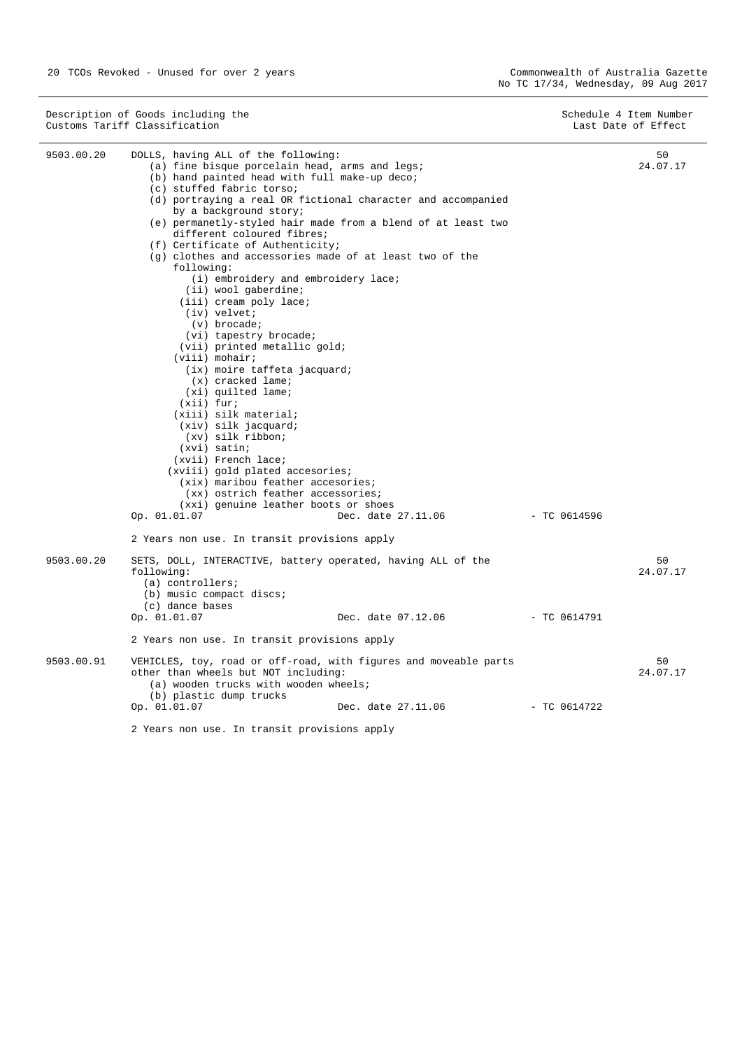| Description of Goods including the Customs Tariff Classification | | Schedule 4 Item Number Last Date of Effect |
|---|---|---|
| 9503.00.20 | DOLLS, having ALL of the following:<br>(a) fine bisque porcelain head, arms and legs;<br>(b) hand painted head with full make-up deco;<br>(c) stuffed fabric torso;<br>(d) portraying a real OR fictional character and accompanied by a background story;<br>(e) permanetly-styled hair made from a blend of at least two different coloured fibres;<br>(f) Certificate of Authenticity;<br>(g) clothes and accessories made of at least two of the following:<br>(i) embroidery and embroidery lace;<br>(ii) wool gaberdine;<br>(iii) cream poly lace;<br>(iv) velvet;<br>(v) brocade;<br>(vi) tapestry brocade;<br>(vii) printed metallic gold;<br>(viii) mohair;<br>(ix) moire taffeta jacquard;<br>(x) cracked lame;<br>(xi) quilted lame;<br>(xii) fur;<br>(xiii) silk material;<br>(xiv) silk jacquard;<br>(xv) silk ribbon;<br>(xvi) satin;<br>(xvii) French lace;<br>(xviii) gold plated accesories;<br>(xix) maribou feather accesories;<br>(xx) ostrich feather accessories;<br>(xxi) genuine leather boots or shoes<br>Op. 01.01.07 Dec. date 27.11.06 - TC 0614596<br><br>2 Years non use. In transit provisions apply | 50<br>24.07.17 |
| 9503.00.20 | SETS, DOLL, INTERACTIVE, battery operated, having ALL of the following:<br>(a) controllers;<br>(b) music compact discs;<br>(c) dance bases<br>Op. 01.01.07 Dec. date 07.12.06 - TC 0614791<br><br>2 Years non use. In transit provisions apply | 50<br>24.07.17 |
| 9503.00.91 | VEHICLES, toy, road or off-road, with figures and moveable parts other than wheels but NOT including:<br>(a) wooden trucks with wooden wheels;<br>(b) plastic dump trucks<br>Op. 01.01.07 Dec. date 27.11.06 - TC 0614722<br><br>2 Years non use. In transit provisions apply | 50<br>24.07.17 |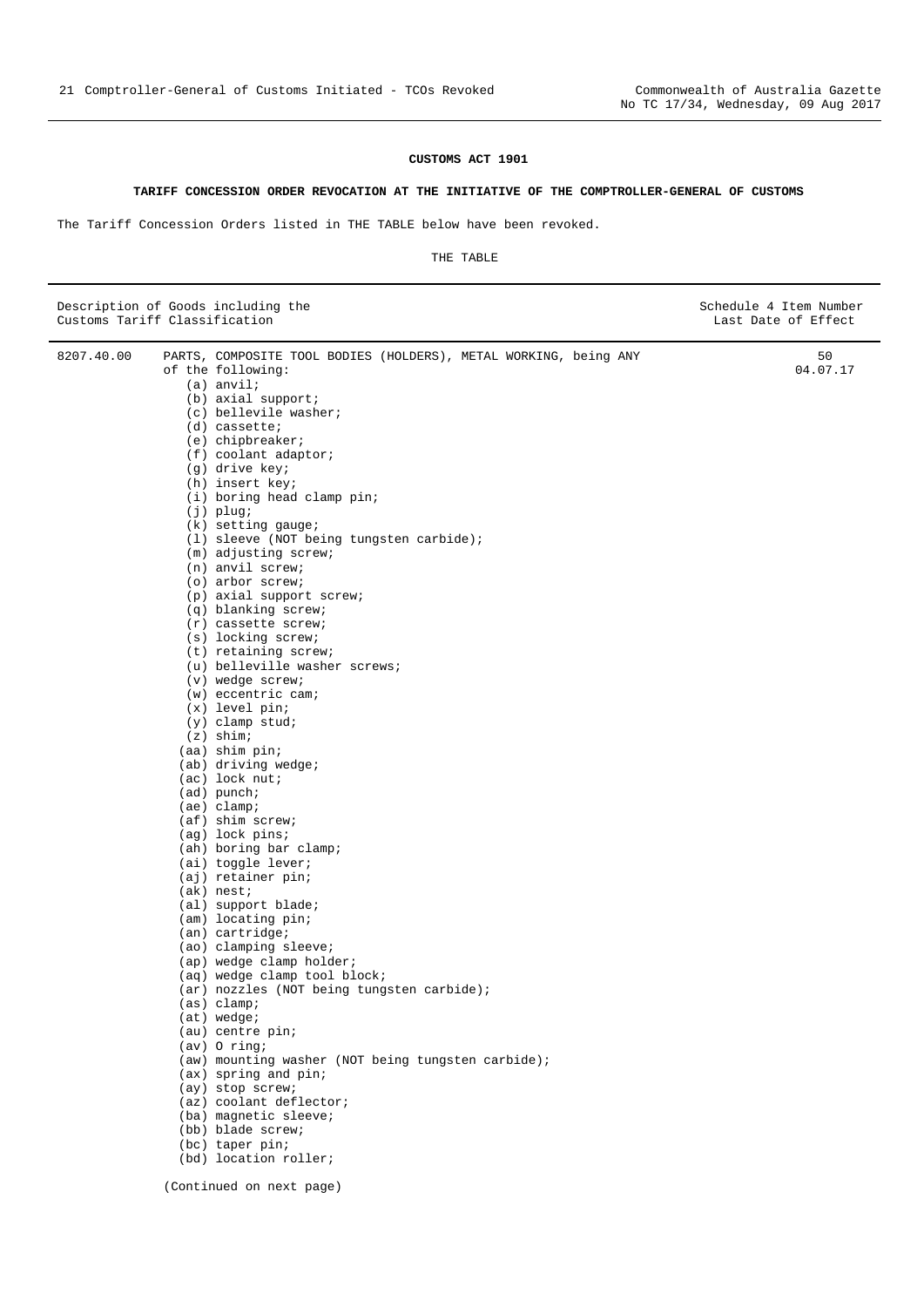**CUSTOMS ACT 1901**

**TARIFF CONCESSION ORDER REVOCATION AT THE INITIATIVE OF THE COMPTROLLER-GENERAL OF CUSTOMS**

The Tariff Concession Orders listed in THE TABLE below have been revoked.

THE TABLE

| Description of Goods including the Customs Tariff Classification | | Schedule 4 Item Number Last Date of Effect |
|---|---|---|
| 8207.40.00 | PARTS, COMPOSITE TOOL BODIES (HOLDERS), METAL WORKING, being ANY of the following:<br>(a) anvil;<br>(b) axial support;<br>(c) bellevile washer;<br>(d) cassette;<br>(e) chipbreaker;<br>(f) coolant adaptor;<br>(g) drive key;<br>(h) insert key;<br>(i) boring head clamp pin;<br>(j) plug;<br>(k) setting gauge;<br>(l) sleeve (NOT being tungsten carbide);<br>(m) adjusting screw;<br>(n) anvil screw;<br>(o) arbor screw;<br>(p) axial support screw;<br>(q) blanking screw;<br>(r) cassette screw;<br>(s) locking screw;<br>(t) retaining screw;<br>(u) belleville washer screws;<br>(v) wedge screw;<br>(w) eccentric cam;<br>(x) level pin;<br>(y) clamp stud;<br>(z) shim;<br>(aa) shim pin;<br>(ab) driving wedge;<br>(ac) lock nut;<br>(ad) punch;<br>(ae) clamp;<br>(af) shim screw;<br>(ag) lock pins;<br>(ah) boring bar clamp;<br>(ai) toggle lever;<br>(aj) retainer pin;<br>(ak) nest;<br>(al) support blade;<br>(am) locating pin;<br>(an) cartridge;<br>(ao) clamping sleeve;<br>(ap) wedge clamp holder;<br>(aq) wedge clamp tool block;<br>(ar) nozzles (NOT being tungsten carbide);<br>(as) clamp;<br>(at) wedge;<br>(au) centre pin;<br>(av) O ring;<br>(aw) mounting washer (NOT being tungsten carbide);<br>(ax) spring and pin;<br>(ay) stop screw;<br>(az) coolant deflector;<br>(ba) magnetic sleeve;<br>(bb) blade screw;<br>(bc) taper pin;<br>(bd) location roller;<br><br>(Continued on next page) | 50<br>04.07.17 |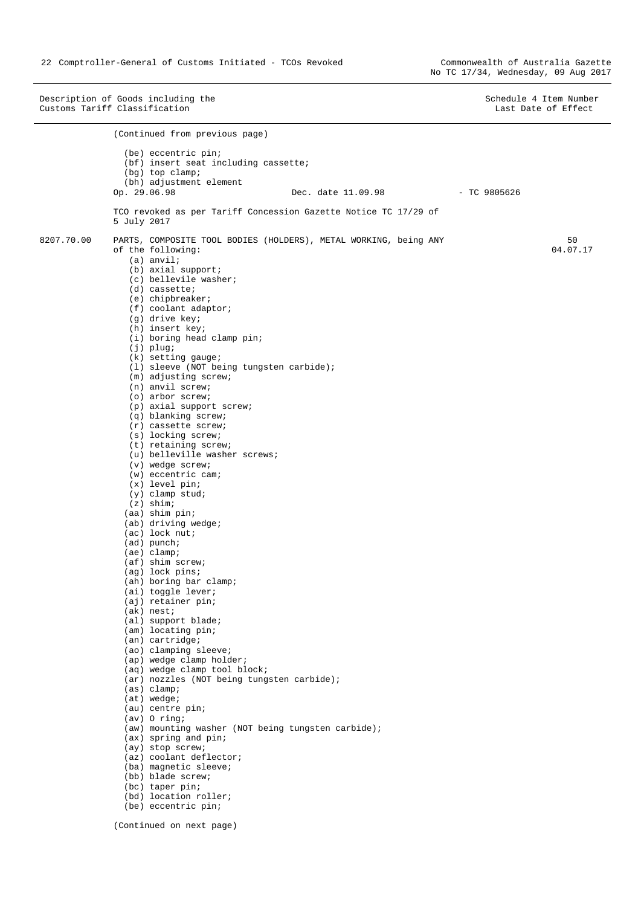| Description of Goods including the Customs Tariff Classification | | | Schedule 4 Item Number Last Date of Effect |
|---|---|---|---|

(Continued from previous page)

(be) eccentric pin;
(bf) insert seat including cassette;
(bg) top clamp;
(bh) adjustment element

Op. 29.06.98 &nbsp;&nbsp;&nbsp;&nbsp; Dec. date 11.09.98 &nbsp;&nbsp;&nbsp;&nbsp; - TC 9805626

TCO revoked as per Tariff Concession Gazette Notice TC 17/29 of 5 July 2017

**8207.70.00** &nbsp;&nbsp; PARTS, COMPOSITE TOOL BODIES (HOLDERS), METAL WORKING, being ANY of the following: &nbsp;&nbsp; 50 &nbsp; 04.07.17

(a) anvil;
(b) axial support;
(c) bellevile washer;
(d) cassette;
(e) chipbreaker;
(f) coolant adaptor;
(g) drive key;
(h) insert key;
(i) boring head clamp pin;
(j) plug;
(k) setting gauge;
(l) sleeve (NOT being tungsten carbide);
(m) adjusting screw;
(n) anvil screw;
(o) arbor screw;
(p) axial support screw;
(q) blanking screw;
(r) cassette screw;
(s) locking screw;
(t) retaining screw;
(u) belleville washer screws;
(v) wedge screw;
(w) eccentric cam;
(x) level pin;
(y) clamp stud;
(z) shim;
(aa) shim pin;
(ab) driving wedge;
(ac) lock nut;
(ad) punch;
(ae) clamp;
(af) shim screw;
(ag) lock pins;
(ah) boring bar clamp;
(ai) toggle lever;
(aj) retainer pin;
(ak) nest;
(al) support blade;
(am) locating pin;
(an) cartridge;
(ao) clamping sleeve;
(ap) wedge clamp holder;
(aq) wedge clamp tool block;
(ar) nozzles (NOT being tungsten carbide);
(as) clamp;
(at) wedge;
(au) centre pin;
(av) O ring;
(aw) mounting washer (NOT being tungsten carbide);
(ax) spring and pin;
(ay) stop screw;
(az) coolant deflector;
(ba) magnetic sleeve;
(bb) blade screw;
(bc) taper pin;
(bd) location roller;
(be) eccentric pin;

(Continued on next page)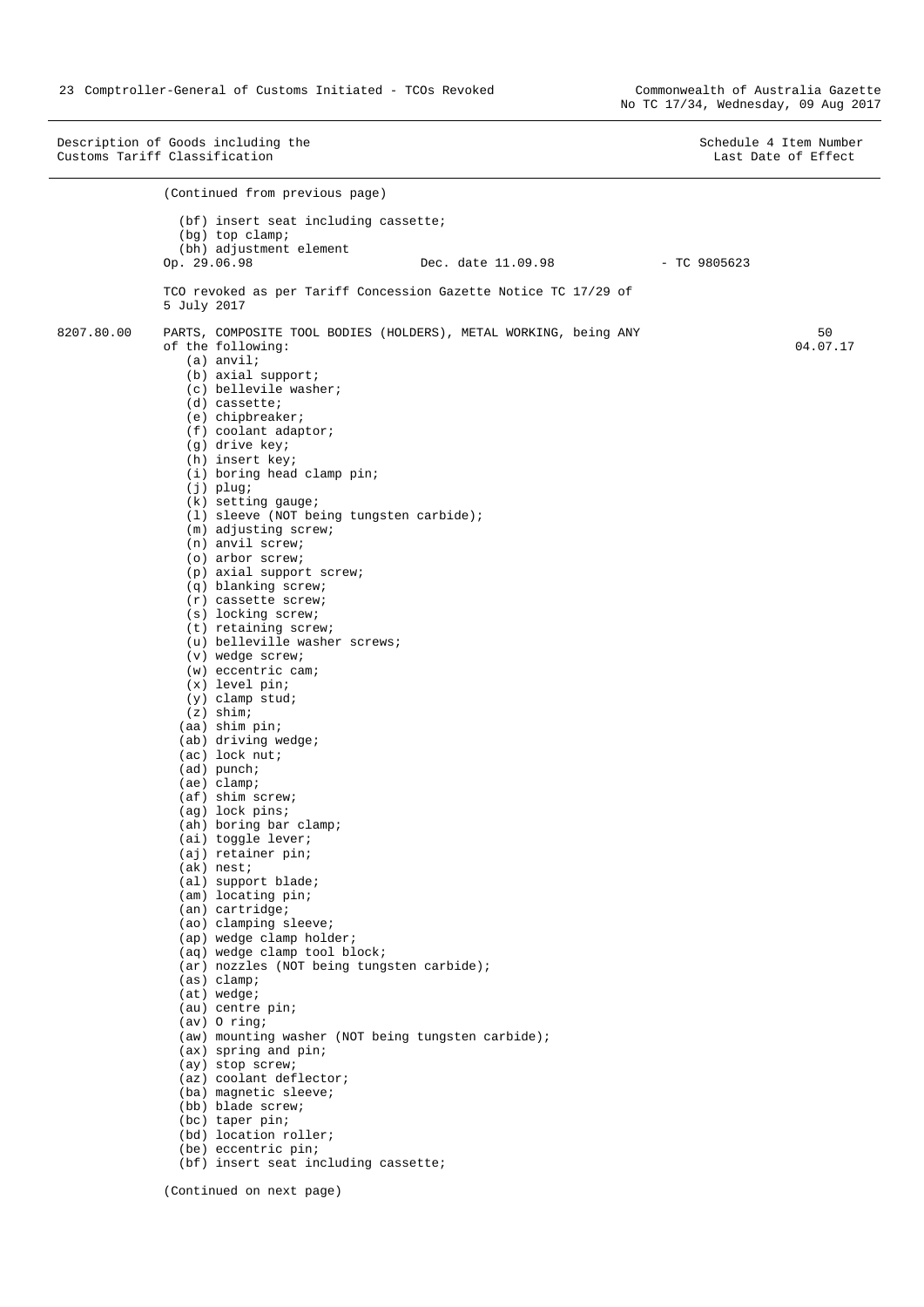| Description of Goods including the Customs Tariff Classification | | | Schedule 4 Item Number Last Date of Effect |
|---|---|---|---|

(Continued from previous page)

(bf) insert seat including cassette;
(bg) top clamp;
(bh) adjustment element

Op. 29.06.98 Dec. date 11.09.98 - TC 9805623

TCO revoked as per Tariff Concession Gazette Notice TC 17/29 of 5 July 2017

**8207.80.00** PARTS, COMPOSITE TOOL BODIES (HOLDERS), METAL WORKING, being ANY of the following: **50** **04.07.17**

(a) anvil;
(b) axial support;
(c) bellevile washer;
(d) cassette;
(e) chipbreaker;
(f) coolant adaptor;
(g) drive key;
(h) insert key;
(i) boring head clamp pin;
(j) plug;
(k) setting gauge;
(l) sleeve (NOT being tungsten carbide);
(m) adjusting screw;
(n) anvil screw;
(o) arbor screw;
(p) axial support screw;
(q) blanking screw;
(r) cassette screw;
(s) locking screw;
(t) retaining screw;
(u) belleville washer screws;
(v) wedge screw;
(w) eccentric cam;
(x) level pin;
(y) clamp stud;
(z) shim;
(aa) shim pin;
(ab) driving wedge;
(ac) lock nut;
(ad) punch;
(ae) clamp;
(af) shim screw;
(ag) lock pins;
(ah) boring bar clamp;
(ai) toggle lever;
(aj) retainer pin;
(ak) nest;
(al) support blade;
(am) locating pin;
(an) cartridge;
(ao) clamping sleeve;
(ap) wedge clamp holder;
(aq) wedge clamp tool block;
(ar) nozzles (NOT being tungsten carbide);
(as) clamp;
(at) wedge;
(au) centre pin;
(av) O ring;
(aw) mounting washer (NOT being tungsten carbide);
(ax) spring and pin;
(ay) stop screw;
(az) coolant deflector;
(ba) magnetic sleeve;
(bb) blade screw;
(bc) taper pin;
(bd) location roller;
(be) eccentric pin;
(bf) insert seat including cassette;

(Continued on next page)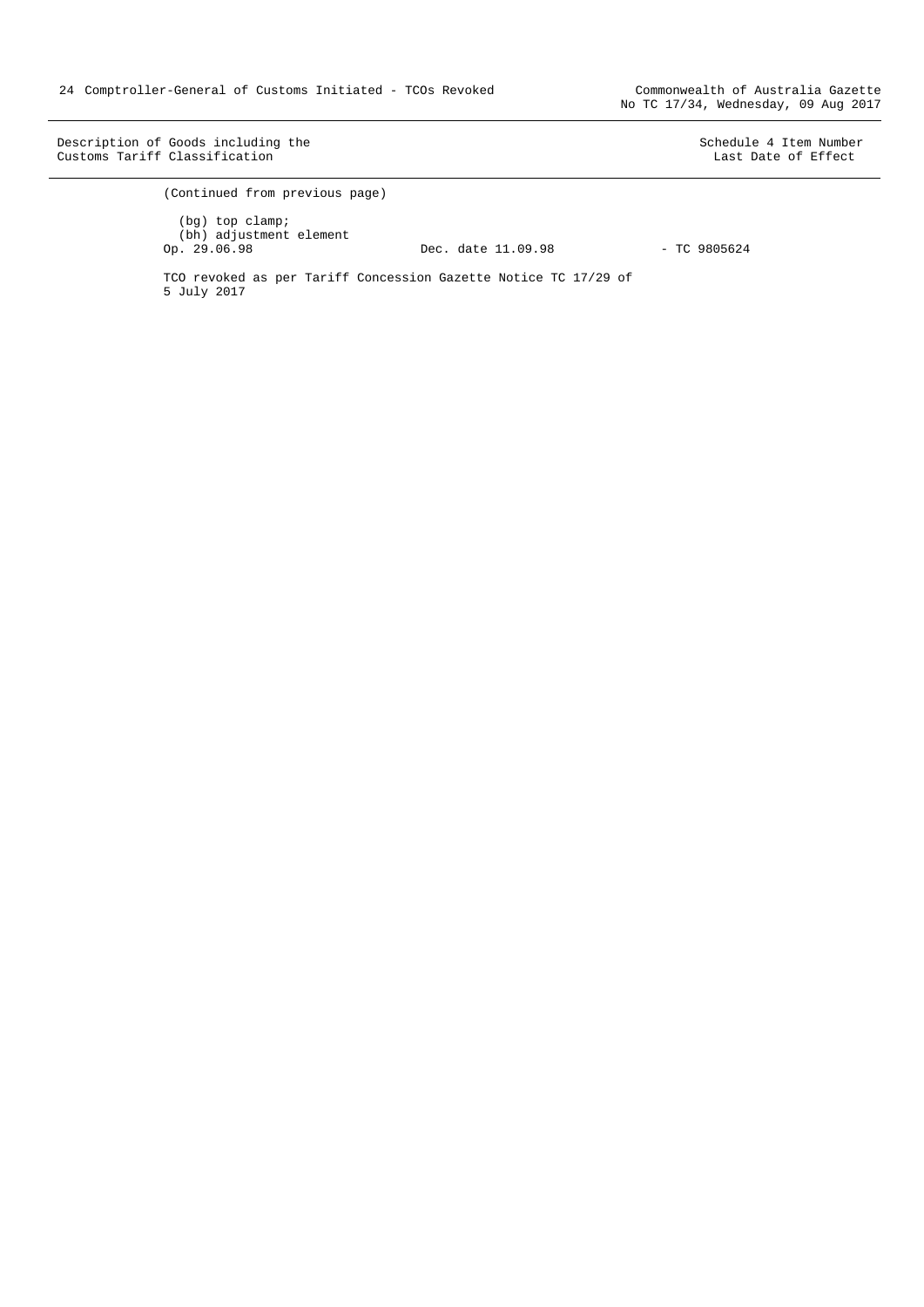| Description of Goods including the Customs Tariff Classification | | Schedule 4 Item Number / Last Date of Effect |
|---|---|---|

(Continued from previous page)

(bg) top clamp;
(bh) adjustment element

Op. 29.06.98 Dec. date 11.09.98 - TC 9805624

TCO revoked as per Tariff Concession Gazette Notice TC 17/29 of 5 July 2017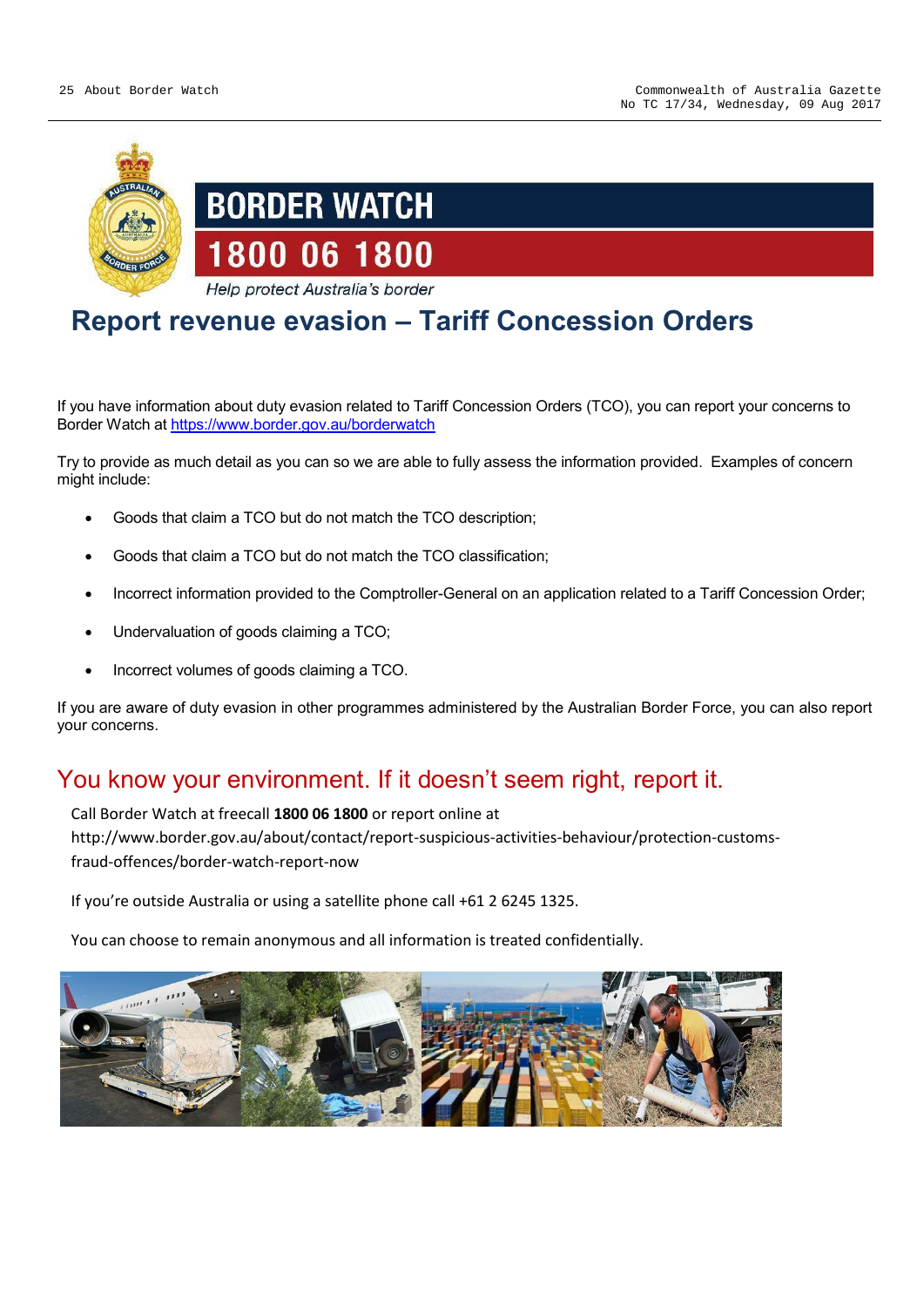# BORDER WATCH

# 1800 06 1800

*Help protect Australia's border*

## Report revenue evasion – Tariff Concession Orders

If you have information about duty evasion related to Tariff Concession Orders (TCO), you can report your concerns to Border Watch at https://www.border.gov.au/borderwatch

Try to provide as much detail as you can so we are able to fully assess the information provided. Examples of concern might include:

- Goods that claim a TCO but do not match the TCO description;
- Goods that claim a TCO but do not match the TCO classification;
- Incorrect information provided to the Comptroller-General on an application related to a Tariff Concession Order;
- Undervaluation of goods claiming a TCO;
- Incorrect volumes of goods claiming a TCO.

If you are aware of duty evasion in other programmes administered by the Australian Border Force, you can also report your concerns.

## You know your environment. If it doesn't seem right, report it.

Call Border Watch at freecall **1800 06 1800** or report online at http://www.border.gov.au/about/contact/report-suspicious-activities-behaviour/protection-customs-fraud-offences/border-watch-report-now

If you're outside Australia or using a satellite phone call +61 2 6245 1325.

You can choose to remain anonymous and all information is treated confidentially.